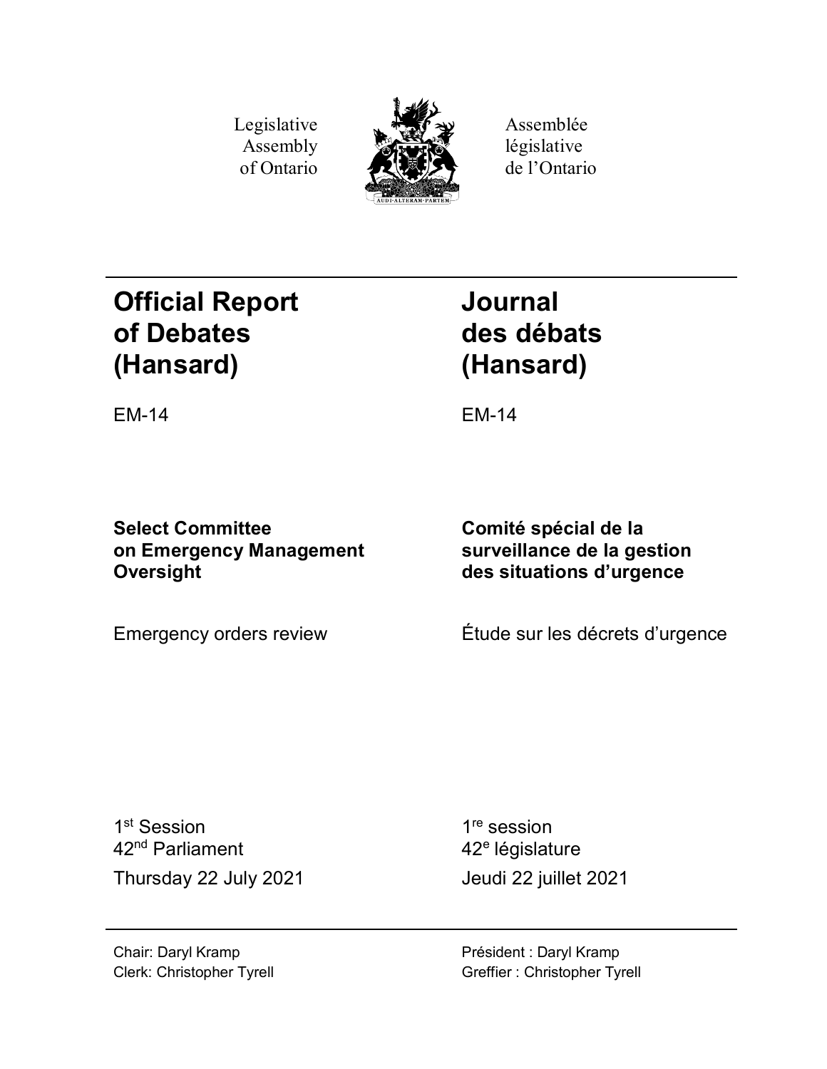Legislative Assembly of Ontario

Assemblée législative de l'Ontario

# Official Report of Debates (Hansard)

EM-14

# Journal des débats (Hansard)

EM-14

**Select Committee on Emergency Management Oversight**

**Comité spécial de la surveillance de la gestion des situations d'urgence**

Emergency orders review

Étude sur les décrets d'urgence

1st Session
42nd Parliament

Thursday 22 July 2021

1re session
42e législature

Jeudi 22 juillet 2021

Chair: Daryl Kramp
Clerk: Christopher Tyrell

Président : Daryl Kramp
Greffier : Christopher Tyrell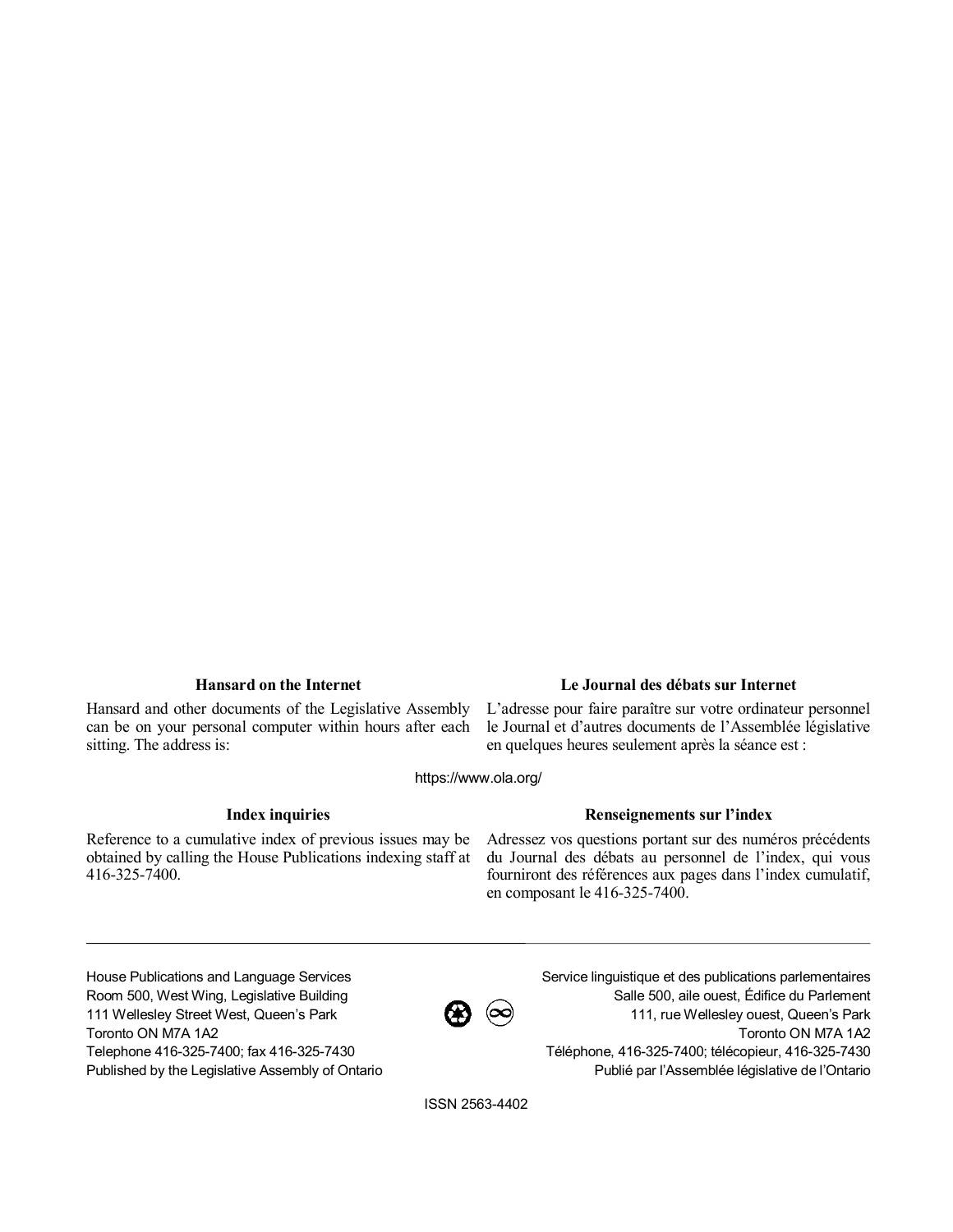### Hansard on the Internet

Hansard and other documents of the Legislative Assembly can be on your personal computer within hours after each sitting. The address is:

### Le Journal des débats sur Internet

L'adresse pour faire paraître sur votre ordinateur personnel le Journal et d'autres documents de l'Assemblée législative en quelques heures seulement après la séance est :

https://www.ola.org/

### Index inquiries

Reference to a cumulative index of previous issues may be obtained by calling the House Publications indexing staff at 416-325-7400.

### Renseignements sur l'index

Adressez vos questions portant sur des numéros précédents du Journal des débats au personnel de l'index, qui vous fourniront des références aux pages dans l'index cumulatif, en composant le 416-325-7400.

---

House Publications and Language Services
Room 500, West Wing, Legislative Building
111 Wellesley Street West, Queen's Park
Toronto ON M7A 1A2
Telephone 416-325-7400; fax 416-325-7430
Published by the Legislative Assembly of Ontario

Service linguistique et des publications parlementaires
Salle 500, aile ouest, Édifice du Parlement
111, rue Wellesley ouest, Queen's Park
Toronto ON M7A 1A2
Téléphone, 416-325-7400; télécopieur, 416-325-7430
Publié par l'Assemblée législative de l'Ontario

ISSN 2563-4402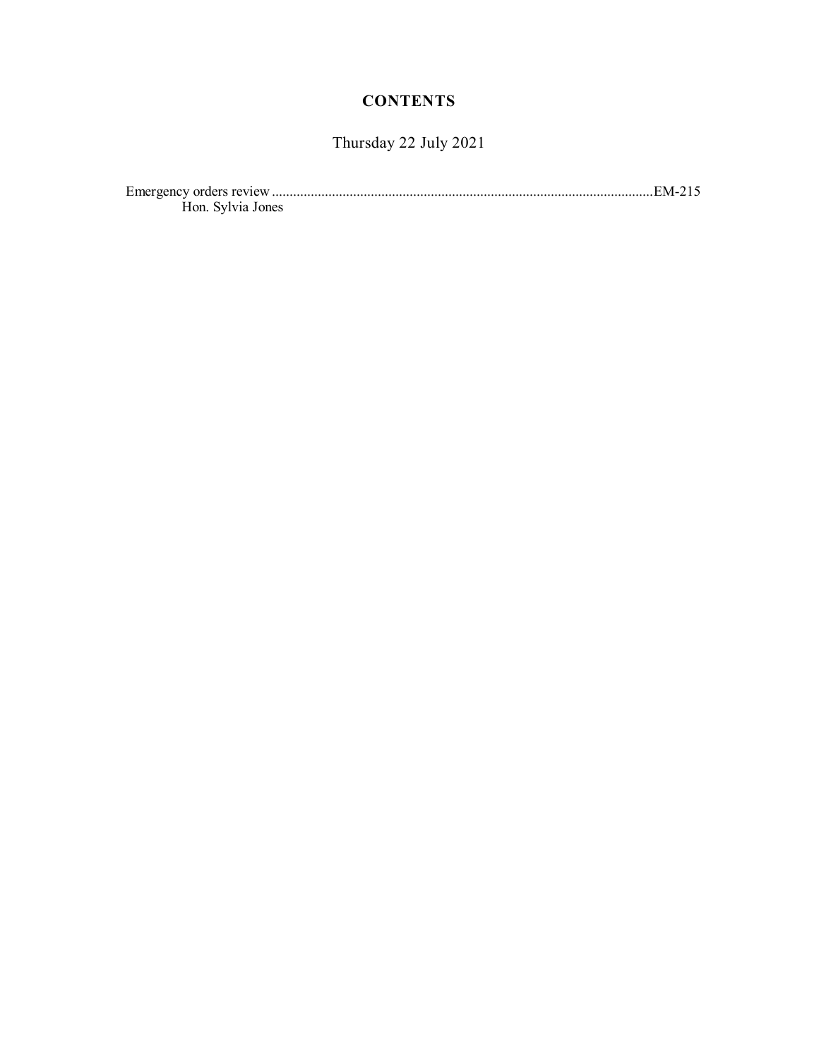## CONTENTS

Thursday 22 July 2021

Emergency orders review ............................................................................................................EM-215
Hon. Sylvia Jones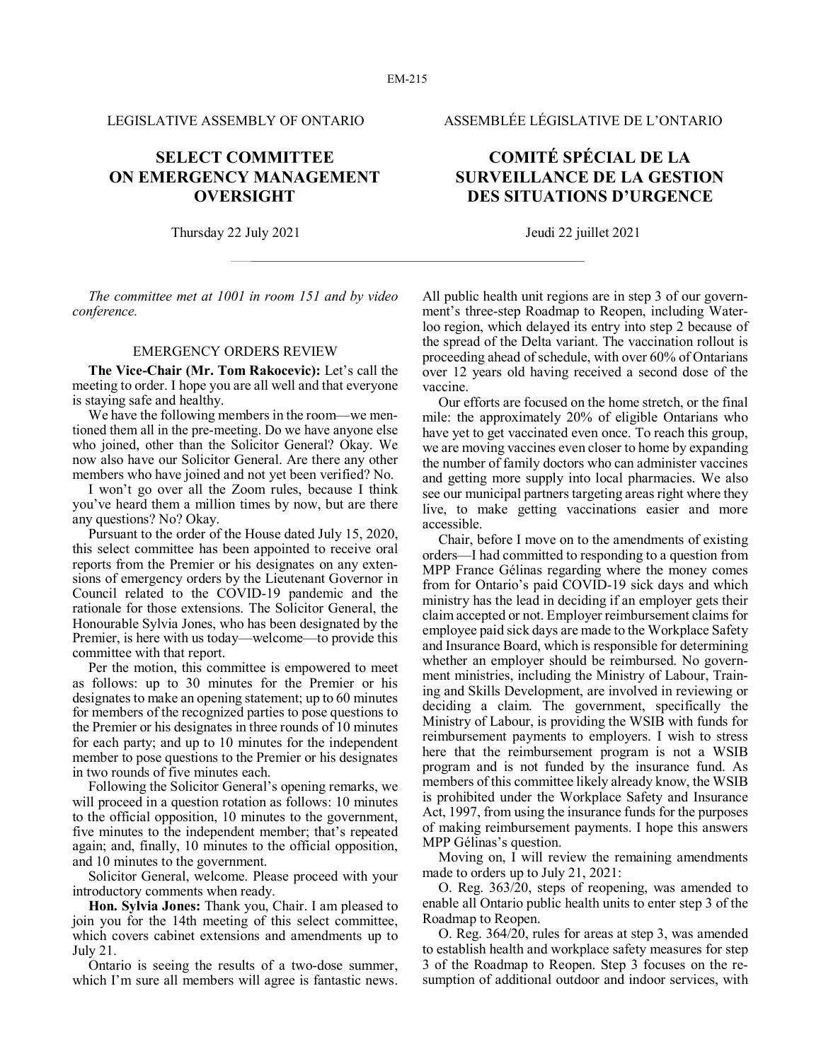LEGISLATIVE ASSEMBLY OF ONTARIO

ASSEMBLÉE LÉGISLATIVE DE L'ONTARIO

# SELECT COMMITTEE ON EMERGENCY MANAGEMENT OVERSIGHT

# COMITÉ SPÉCIAL DE LA SURVEILLANCE DE LA GESTION DES SITUATIONS D'URGENCE

Thursday 22 July 2021

Jeudi 22 juillet 2021

*The committee met at 1001 in room 151 and by video conference.*

## EMERGENCY ORDERS REVIEW

**The Vice-Chair (Mr. Tom Rakocevic):** Let's call the meeting to order. I hope you are all well and that everyone is staying safe and healthy.

We have the following members in the room—we mentioned them all in the pre-meeting. Do we have anyone else who joined, other than the Solicitor General? Okay. We now also have our Solicitor General. Are there any other members who have joined and not yet been verified? No.

I won't go over all the Zoom rules, because I think you've heard them a million times by now, but are there any questions? No? Okay.

Pursuant to the order of the House dated July 15, 2020, this select committee has been appointed to receive oral reports from the Premier or his designates on any extensions of emergency orders by the Lieutenant Governor in Council related to the COVID-19 pandemic and the rationale for those extensions. The Solicitor General, the Honourable Sylvia Jones, who has been designated by the Premier, is here with us today—welcome—to provide this committee with that report.

Per the motion, this committee is empowered to meet as follows: up to 30 minutes for the Premier or his designates to make an opening statement; up to 60 minutes for members of the recognized parties to pose questions to the Premier or his designates in three rounds of 10 minutes for each party; and up to 10 minutes for the independent member to pose questions to the Premier or his designates in two rounds of five minutes each.

Following the Solicitor General's opening remarks, we will proceed in a question rotation as follows: 10 minutes to the official opposition, 10 minutes to the government, five minutes to the independent member; that's repeated again; and, finally, 10 minutes to the official opposition, and 10 minutes to the government.

Solicitor General, welcome. Please proceed with your introductory comments when ready.

**Hon. Sylvia Jones:** Thank you, Chair. I am pleased to join you for the 14th meeting of this select committee, which covers cabinet extensions and amendments up to July 21.

Ontario is seeing the results of a two-dose summer, which I'm sure all members will agree is fantastic news. All public health unit regions are in step 3 of our government's three-step Roadmap to Reopen, including Waterloo region, which delayed its entry into step 2 because of the spread of the Delta variant. The vaccination rollout is proceeding ahead of schedule, with over 60% of Ontarians over 12 years old having received a second dose of the vaccine.

Our efforts are focused on the home stretch, or the final mile: the approximately 20% of eligible Ontarians who have yet to get vaccinated even once. To reach this group, we are moving vaccines even closer to home by expanding the number of family doctors who can administer vaccines and getting more supply into local pharmacies. We also see our municipal partners targeting areas right where they live, to make getting vaccinations easier and more accessible.

Chair, before I move on to the amendments of existing orders—I had committed to responding to a question from MPP France Gélinas regarding where the money comes from for Ontario's paid COVID-19 sick days and which ministry has the lead in deciding if an employer gets their claim accepted or not. Employer reimbursement claims for employee paid sick days are made to the Workplace Safety and Insurance Board, which is responsible for determining whether an employer should be reimbursed. No government ministries, including the Ministry of Labour, Training and Skills Development, are involved in reviewing or deciding a claim. The government, specifically the Ministry of Labour, is providing the WSIB with funds for reimbursement payments to employers. I wish to stress here that the reimbursement program is not a WSIB program and is not funded by the insurance fund. As members of this committee likely already know, the WSIB is prohibited under the Workplace Safety and Insurance Act, 1997, from using the insurance funds for the purposes of making reimbursement payments. I hope this answers MPP Gélinas's question.

Moving on, I will review the remaining amendments made to orders up to July 21, 2021:

O. Reg. 363/20, steps of reopening, was amended to enable all Ontario public health units to enter step 3 of the Roadmap to Reopen.

O. Reg. 364/20, rules for areas at step 3, was amended to establish health and workplace safety measures for step 3 of the Roadmap to Reopen. Step 3 focuses on the resumption of additional outdoor and indoor services, with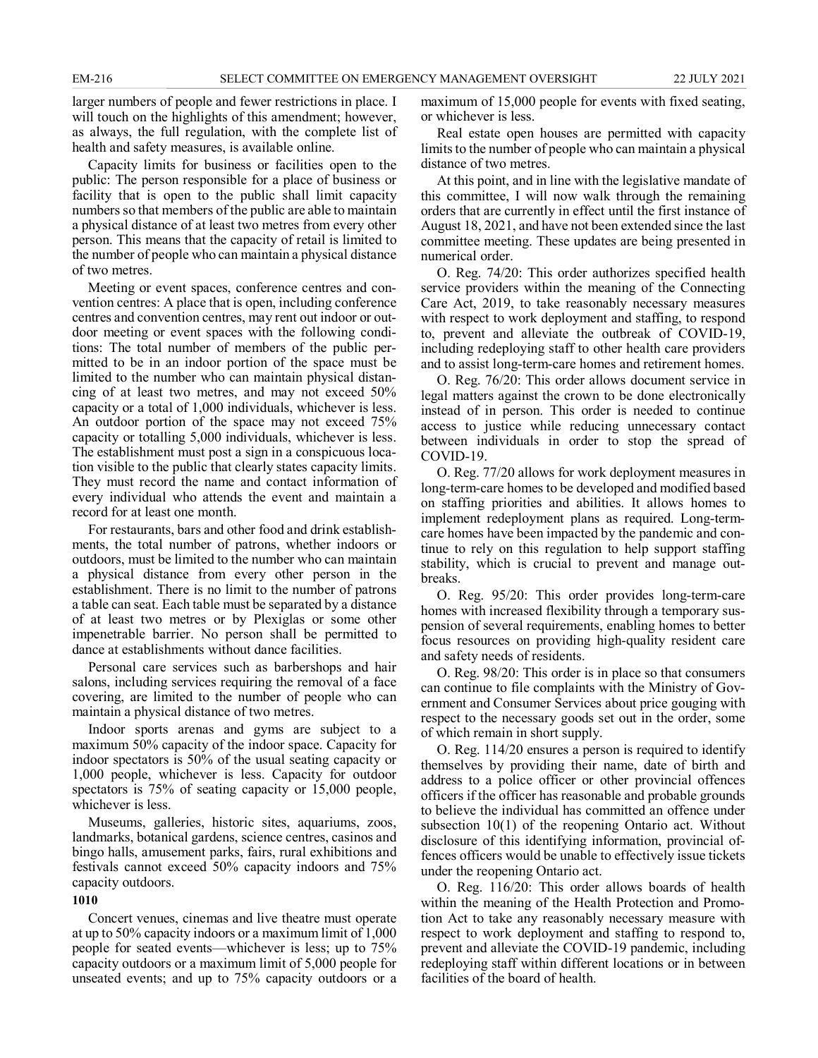larger numbers of people and fewer restrictions in place. I will touch on the highlights of this amendment; however, as always, the full regulation, with the complete list of health and safety measures, is available online.

Capacity limits for business or facilities open to the public: The person responsible for a place of business or facility that is open to the public shall limit capacity numbers so that members of the public are able to maintain a physical distance of at least two metres from every other person. This means that the capacity of retail is limited to the number of people who can maintain a physical distance of two metres.

Meeting or event spaces, conference centres and convention centres: A place that is open, including conference centres and convention centres, may rent out indoor or outdoor meeting or event spaces with the following conditions: The total number of members of the public permitted to be in an indoor portion of the space must be limited to the number who can maintain physical distancing of at least two metres, and may not exceed 50% capacity or a total of 1,000 individuals, whichever is less. An outdoor portion of the space may not exceed 75% capacity or totalling 5,000 individuals, whichever is less. The establishment must post a sign in a conspicuous location visible to the public that clearly states capacity limits. They must record the name and contact information of every individual who attends the event and maintain a record for at least one month.

For restaurants, bars and other food and drink establishments, the total number of patrons, whether indoors or outdoors, must be limited to the number who can maintain a physical distance from every other person in the establishment. There is no limit to the number of patrons a table can seat. Each table must be separated by a distance of at least two metres or by Plexiglas or some other impenetrable barrier. No person shall be permitted to dance at establishments without dance facilities.

Personal care services such as barbershops and hair salons, including services requiring the removal of a face covering, are limited to the number of people who can maintain a physical distance of two metres.

Indoor sports arenas and gyms are subject to a maximum 50% capacity of the indoor space. Capacity for indoor spectators is 50% of the usual seating capacity or 1,000 people, whichever is less. Capacity for outdoor spectators is 75% of seating capacity or 15,000 people, whichever is less.

Museums, galleries, historic sites, aquariums, zoos, landmarks, botanical gardens, science centres, casinos and bingo halls, amusement parks, fairs, rural exhibitions and festivals cannot exceed 50% capacity indoors and 75% capacity outdoors.

**1010**

Concert venues, cinemas and live theatre must operate at up to 50% capacity indoors or a maximum limit of 1,000 people for seated events—whichever is less; up to 75% capacity outdoors or a maximum limit of 5,000 people for unseated events; and up to 75% capacity outdoors or a maximum of 15,000 people for events with fixed seating, or whichever is less.

Real estate open houses are permitted with capacity limits to the number of people who can maintain a physical distance of two metres.

At this point, and in line with the legislative mandate of this committee, I will now walk through the remaining orders that are currently in effect until the first instance of August 18, 2021, and have not been extended since the last committee meeting. These updates are being presented in numerical order.

O. Reg. 74/20: This order authorizes specified health service providers within the meaning of the Connecting Care Act, 2019, to take reasonably necessary measures with respect to work deployment and staffing, to respond to, prevent and alleviate the outbreak of COVID-19, including redeploying staff to other health care providers and to assist long-term-care homes and retirement homes.

O. Reg. 76/20: This order allows document service in legal matters against the crown to be done electronically instead of in person. This order is needed to continue access to justice while reducing unnecessary contact between individuals in order to stop the spread of COVID-19.

O. Reg. 77/20 allows for work deployment measures in long-term-care homes to be developed and modified based on staffing priorities and abilities. It allows homes to implement redeployment plans as required. Long-term-care homes have been impacted by the pandemic and continue to rely on this regulation to help support staffing stability, which is crucial to prevent and manage outbreaks.

O. Reg. 95/20: This order provides long-term-care homes with increased flexibility through a temporary suspension of several requirements, enabling homes to better focus resources on providing high-quality resident care and safety needs of residents.

O. Reg. 98/20: This order is in place so that consumers can continue to file complaints with the Ministry of Government and Consumer Services about price gouging with respect to the necessary goods set out in the order, some of which remain in short supply.

O. Reg. 114/20 ensures a person is required to identify themselves by providing their name, date of birth and address to a police officer or other provincial offences officers if the officer has reasonable and probable grounds to believe the individual has committed an offence under subsection 10(1) of the reopening Ontario act. Without disclosure of this identifying information, provincial offences officers would be unable to effectively issue tickets under the reopening Ontario act.

O. Reg. 116/20: This order allows boards of health within the meaning of the Health Protection and Promotion Act to take any reasonably necessary measure with respect to work deployment and staffing to respond to, prevent and alleviate the COVID-19 pandemic, including redeploying staff within different locations or in between facilities of the board of health.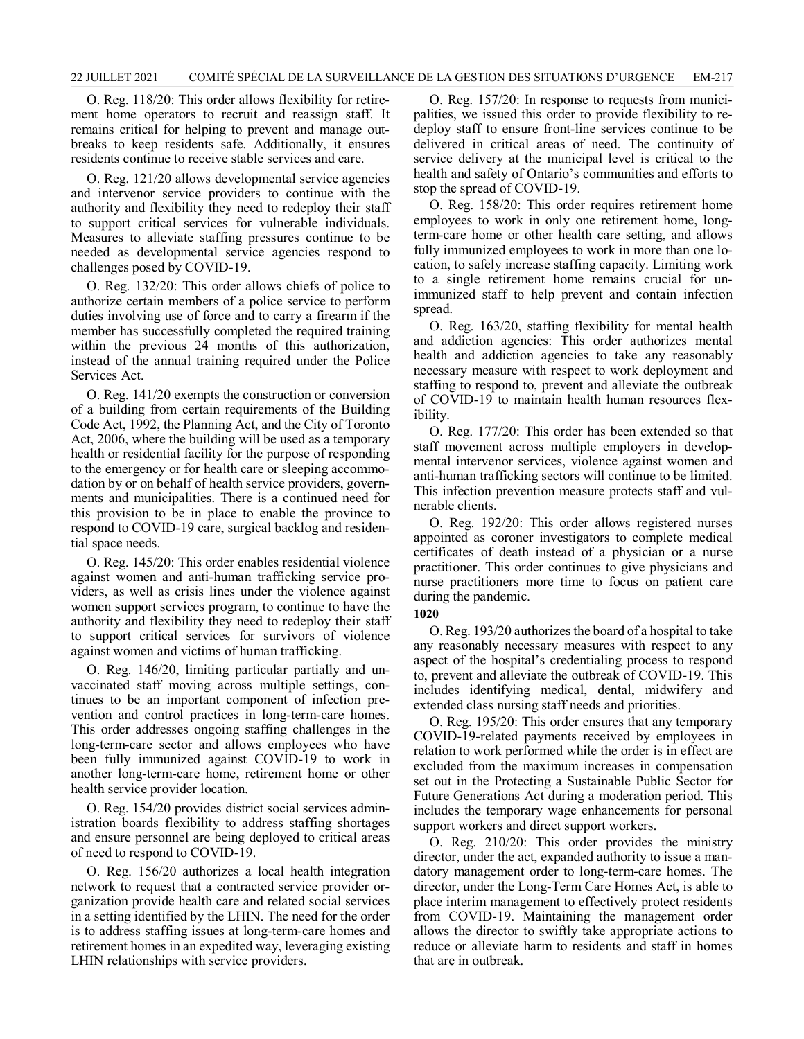O. Reg. 118/20: This order allows flexibility for retirement home operators to recruit and reassign staff. It remains critical for helping to prevent and manage outbreaks to keep residents safe. Additionally, it ensures residents continue to receive stable services and care.

O. Reg. 121/20 allows developmental service agencies and intervenor service providers to continue with the authority and flexibility they need to redeploy their staff to support critical services for vulnerable individuals. Measures to alleviate staffing pressures continue to be needed as developmental service agencies respond to challenges posed by COVID-19.

O. Reg. 132/20: This order allows chiefs of police to authorize certain members of a police service to perform duties involving use of force and to carry a firearm if the member has successfully completed the required training within the previous 24 months of this authorization, instead of the annual training required under the Police Services Act.

O. Reg. 141/20 exempts the construction or conversion of a building from certain requirements of the Building Code Act, 1992, the Planning Act, and the City of Toronto Act, 2006, where the building will be used as a temporary health or residential facility for the purpose of responding to the emergency or for health care or sleeping accommodation by or on behalf of health service providers, governments and municipalities. There is a continued need for this provision to be in place to enable the province to respond to COVID-19 care, surgical backlog and residential space needs.

O. Reg. 145/20: This order enables residential violence against women and anti-human trafficking service providers, as well as crisis lines under the violence against women support services program, to continue to have the authority and flexibility they need to redeploy their staff to support critical services for survivors of violence against women and victims of human trafficking.

O. Reg. 146/20, limiting particular partially and unvaccinated staff moving across multiple settings, continues to be an important component of infection prevention and control practices in long-term-care homes. This order addresses ongoing staffing challenges in the long-term-care sector and allows employees who have been fully immunized against COVID-19 to work in another long-term-care home, retirement home or other health service provider location.

O. Reg. 154/20 provides district social services administration boards flexibility to address staffing shortages and ensure personnel are being deployed to critical areas of need to respond to COVID-19.

O. Reg. 156/20 authorizes a local health integration network to request that a contracted service provider organization provide health care and related social services in a setting identified by the LHIN. The need for the order is to address staffing issues at long-term-care homes and retirement homes in an expedited way, leveraging existing LHIN relationships with service providers.

O. Reg. 157/20: In response to requests from municipalities, we issued this order to provide flexibility to redeploy staff to ensure front-line services continue to be delivered in critical areas of need. The continuity of service delivery at the municipal level is critical to the health and safety of Ontario's communities and efforts to stop the spread of COVID-19.

O. Reg. 158/20: This order requires retirement home employees to work in only one retirement home, long-term-care home or other health care setting, and allows fully immunized employees to work in more than one location, to safely increase staffing capacity. Limiting work to a single retirement home remains crucial for unimmunized staff to help prevent and contain infection spread.

O. Reg. 163/20, staffing flexibility for mental health and addiction agencies: This order authorizes mental health and addiction agencies to take any reasonably necessary measure with respect to work deployment and staffing to respond to, prevent and alleviate the outbreak of COVID-19 to maintain health human resources flexibility.

O. Reg. 177/20: This order has been extended so that staff movement across multiple employers in developmental intervenor services, violence against women and anti-human trafficking sectors will continue to be limited. This infection prevention measure protects staff and vulnerable clients.

O. Reg. 192/20: This order allows registered nurses appointed as coroner investigators to complete medical certificates of death instead of a physician or a nurse practitioner. This order continues to give physicians and nurse practitioners more time to focus on patient care during the pandemic.

**1020**

O. Reg. 193/20 authorizes the board of a hospital to take any reasonably necessary measures with respect to any aspect of the hospital's credentialing process to respond to, prevent and alleviate the outbreak of COVID-19. This includes identifying medical, dental, midwifery and extended class nursing staff needs and priorities.

O. Reg. 195/20: This order ensures that any temporary COVID-19-related payments received by employees in relation to work performed while the order is in effect are excluded from the maximum increases in compensation set out in the Protecting a Sustainable Public Sector for Future Generations Act during a moderation period. This includes the temporary wage enhancements for personal support workers and direct support workers.

O. Reg. 210/20: This order provides the ministry director, under the act, expanded authority to issue a mandatory management order to long-term-care homes. The director, under the Long-Term Care Homes Act, is able to place interim management to effectively protect residents from COVID-19. Maintaining the management order allows the director to swiftly take appropriate actions to reduce or alleviate harm to residents and staff in homes that are in outbreak.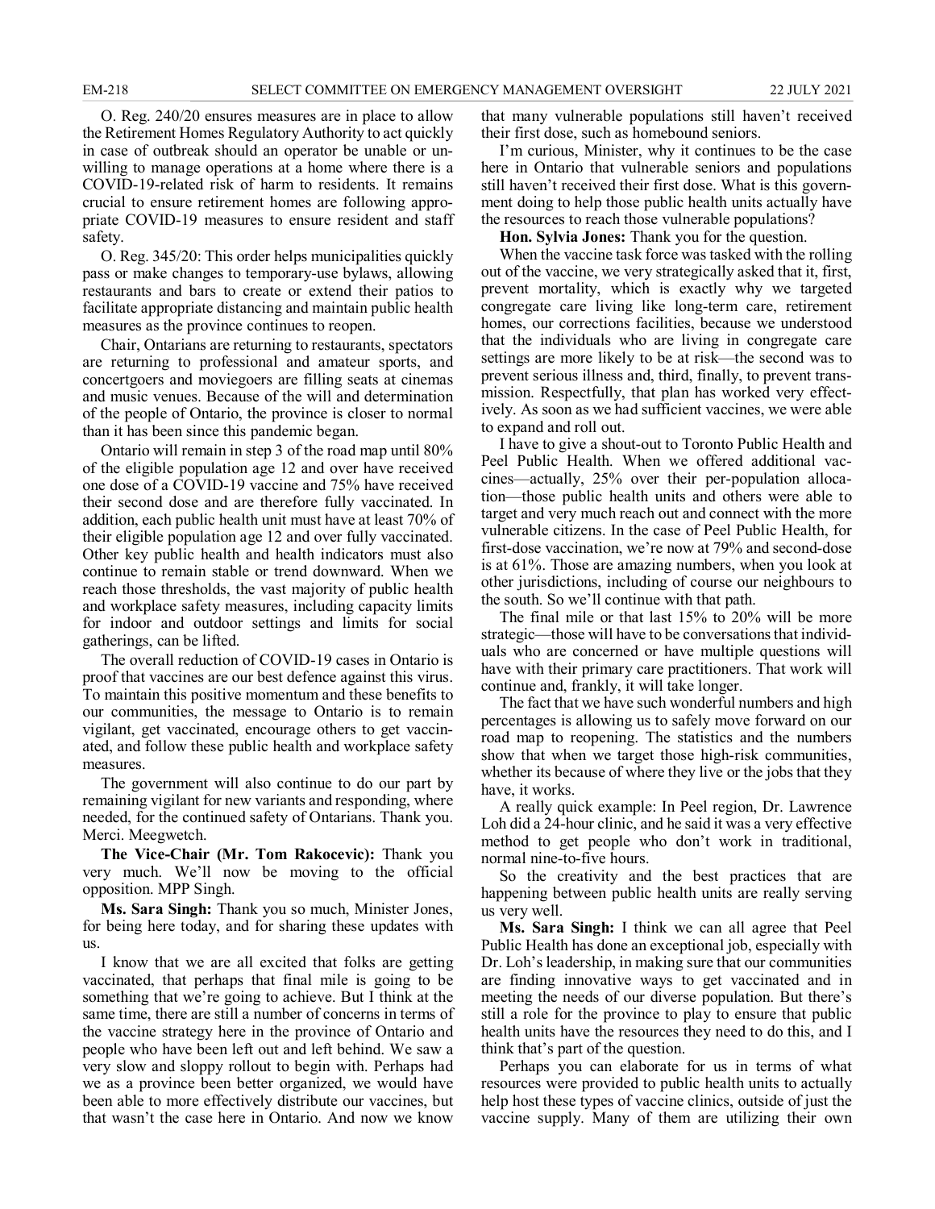O. Reg. 240/20 ensures measures are in place to allow the Retirement Homes Regulatory Authority to act quickly in case of outbreak should an operator be unable or unwilling to manage operations at a home where there is a COVID-19-related risk of harm to residents. It remains crucial to ensure retirement homes are following appropriate COVID-19 measures to ensure resident and staff safety.

O. Reg. 345/20: This order helps municipalities quickly pass or make changes to temporary-use bylaws, allowing restaurants and bars to create or extend their patios to facilitate appropriate distancing and maintain public health measures as the province continues to reopen.

Chair, Ontarians are returning to restaurants, spectators are returning to professional and amateur sports, and concertgoers and moviegoers are filling seats at cinemas and music venues. Because of the will and determination of the people of Ontario, the province is closer to normal than it has been since this pandemic began.

Ontario will remain in step 3 of the road map until 80% of the eligible population age 12 and over have received one dose of a COVID-19 vaccine and 75% have received their second dose and are therefore fully vaccinated. In addition, each public health unit must have at least 70% of their eligible population age 12 and over fully vaccinated. Other key public health and health indicators must also continue to remain stable or trend downward. When we reach those thresholds, the vast majority of public health and workplace safety measures, including capacity limits for indoor and outdoor settings and limits for social gatherings, can be lifted.

The overall reduction of COVID-19 cases in Ontario is proof that vaccines are our best defence against this virus. To maintain this positive momentum and these benefits to our communities, the message to Ontario is to remain vigilant, get vaccinated, encourage others to get vaccinated, and follow these public health and workplace safety measures.

The government will also continue to do our part by remaining vigilant for new variants and responding, where needed, for the continued safety of Ontarians. Thank you. Merci. Meegwetch.

**The Vice-Chair (Mr. Tom Rakocevic):** Thank you very much. We'll now be moving to the official opposition. MPP Singh.

**Ms. Sara Singh:** Thank you so much, Minister Jones, for being here today, and for sharing these updates with us.

I know that we are all excited that folks are getting vaccinated, that perhaps that final mile is going to be something that we're going to achieve. But I think at the same time, there are still a number of concerns in terms of the vaccine strategy here in the province of Ontario and people who have been left out and left behind. We saw a very slow and sloppy rollout to begin with. Perhaps had we as a province been better organized, we would have been able to more effectively distribute our vaccines, but that wasn't the case here in Ontario. And now we know that many vulnerable populations still haven't received their first dose, such as homebound seniors.

I'm curious, Minister, why it continues to be the case here in Ontario that vulnerable seniors and populations still haven't received their first dose. What is this government doing to help those public health units actually have the resources to reach those vulnerable populations?

**Hon. Sylvia Jones:** Thank you for the question.

When the vaccine task force was tasked with the rolling out of the vaccine, we very strategically asked that it, first, prevent mortality, which is exactly why we targeted congregate care living like long-term care, retirement homes, our corrections facilities, because we understood that the individuals who are living in congregate care settings are more likely to be at risk—the second was to prevent serious illness and, third, finally, to prevent transmission. Respectfully, that plan has worked very effectively. As soon as we had sufficient vaccines, we were able to expand and roll out.

I have to give a shout-out to Toronto Public Health and Peel Public Health. When we offered additional vaccines—actually, 25% over their per-population allocation—those public health units and others were able to target and very much reach out and connect with the more vulnerable citizens. In the case of Peel Public Health, for first-dose vaccination, we're now at 79% and second-dose is at 61%. Those are amazing numbers, when you look at other jurisdictions, including of course our neighbours to the south. So we'll continue with that path.

The final mile or that last 15% to 20% will be more strategic—those will have to be conversations that individuals who are concerned or have multiple questions will have with their primary care practitioners. That work will continue and, frankly, it will take longer.

The fact that we have such wonderful numbers and high percentages is allowing us to safely move forward on our road map to reopening. The statistics and the numbers show that when we target those high-risk communities, whether its because of where they live or the jobs that they have, it works.

A really quick example: In Peel region, Dr. Lawrence Loh did a 24-hour clinic, and he said it was a very effective method to get people who don't work in traditional, normal nine-to-five hours.

So the creativity and the best practices that are happening between public health units are really serving us very well.

**Ms. Sara Singh:** I think we can all agree that Peel Public Health has done an exceptional job, especially with Dr. Loh's leadership, in making sure that our communities are finding innovative ways to get vaccinated and in meeting the needs of our diverse population. But there's still a role for the province to play to ensure that public health units have the resources they need to do this, and I think that's part of the question.

Perhaps you can elaborate for us in terms of what resources were provided to public health units to actually help host these types of vaccine clinics, outside of just the vaccine supply. Many of them are utilizing their own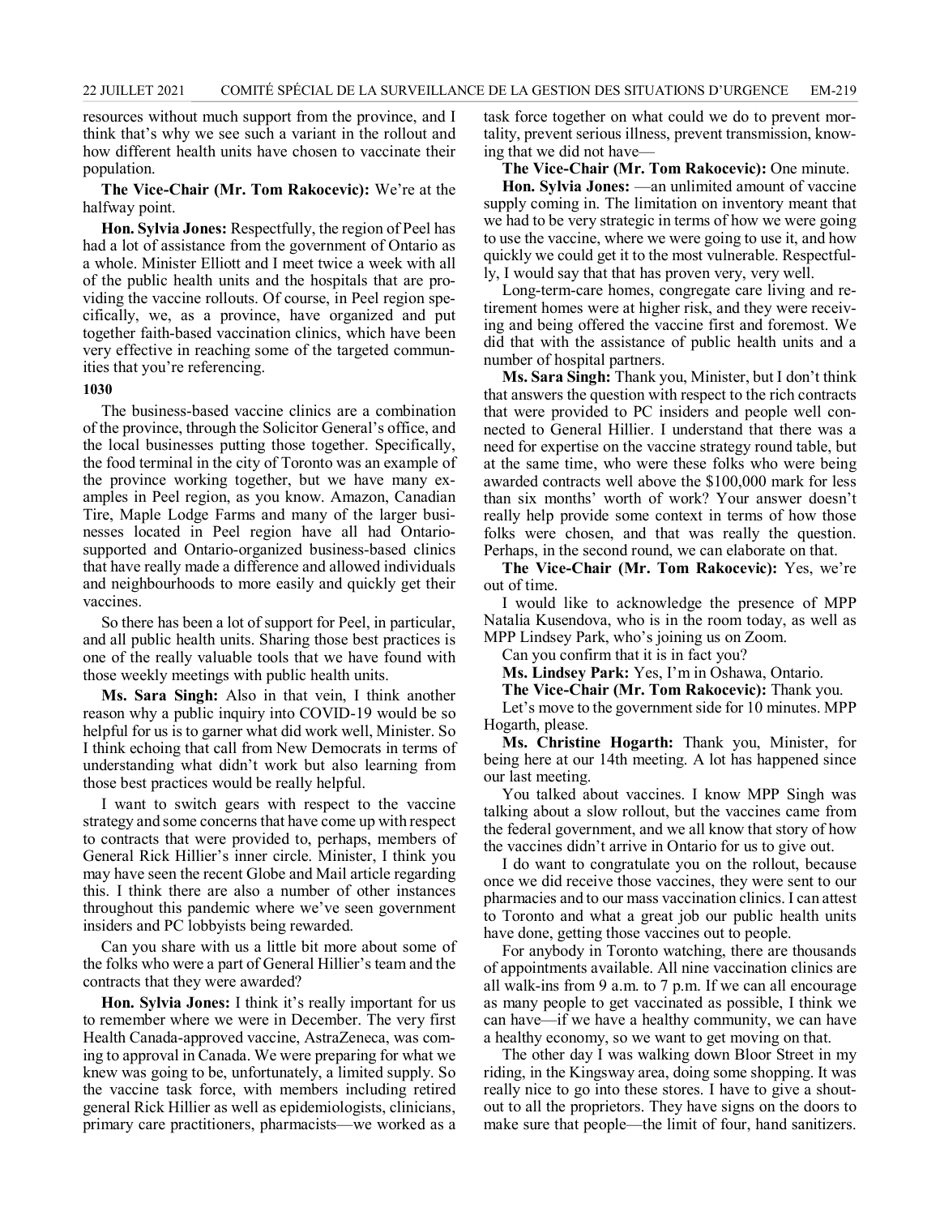resources without much support from the province, and I think that's why we see such a variant in the rollout and how different health units have chosen to vaccinate their population.

**The Vice-Chair (Mr. Tom Rakocevic):** We're at the halfway point.

**Hon. Sylvia Jones:** Respectfully, the region of Peel has had a lot of assistance from the government of Ontario as a whole. Minister Elliott and I meet twice a week with all of the public health units and the hospitals that are providing the vaccine rollouts. Of course, in Peel region specifically, we, as a province, have organized and put together faith-based vaccination clinics, which have been very effective in reaching some of the targeted communities that you're referencing.

**1030**

The business-based vaccine clinics are a combination of the province, through the Solicitor General's office, and the local businesses putting those together. Specifically, the food terminal in the city of Toronto was an example of the province working together, but we have many examples in Peel region, as you know. Amazon, Canadian Tire, Maple Lodge Farms and many of the larger businesses located in Peel region have all had Ontario-supported and Ontario-organized business-based clinics that have really made a difference and allowed individuals and neighbourhoods to more easily and quickly get their vaccines.

So there has been a lot of support for Peel, in particular, and all public health units. Sharing those best practices is one of the really valuable tools that we have found with those weekly meetings with public health units.

**Ms. Sara Singh:** Also in that vein, I think another reason why a public inquiry into COVID-19 would be so helpful for us is to garner what did work well, Minister. So I think echoing that call from New Democrats in terms of understanding what didn't work but also learning from those best practices would be really helpful.

I want to switch gears with respect to the vaccine strategy and some concerns that have come up with respect to contracts that were provided to, perhaps, members of General Rick Hillier's inner circle. Minister, I think you may have seen the recent Globe and Mail article regarding this. I think there are also a number of other instances throughout this pandemic where we've seen government insiders and PC lobbyists being rewarded.

Can you share with us a little bit more about some of the folks who were a part of General Hillier's team and the contracts that they were awarded?

**Hon. Sylvia Jones:** I think it's really important for us to remember where we were in December. The very first Health Canada-approved vaccine, AstraZeneca, was coming to approval in Canada. We were preparing for what we knew was going to be, unfortunately, a limited supply. So the vaccine task force, with members including retired general Rick Hillier as well as epidemiologists, clinicians, primary care practitioners, pharmacists—we worked as a task force together on what could we do to prevent mortality, prevent serious illness, prevent transmission, knowing that we did not have—

**The Vice-Chair (Mr. Tom Rakocevic):** One minute.

**Hon. Sylvia Jones:** —an unlimited amount of vaccine supply coming in. The limitation on inventory meant that we had to be very strategic in terms of how we were going to use the vaccine, where we were going to use it, and how quickly we could get it to the most vulnerable. Respectfully, I would say that that has proven very, very well.

Long-term-care homes, congregate care living and retirement homes were at higher risk, and they were receiving and being offered the vaccine first and foremost. We did that with the assistance of public health units and a number of hospital partners.

**Ms. Sara Singh:** Thank you, Minister, but I don't think that answers the question with respect to the rich contracts that were provided to PC insiders and people well connected to General Hillier. I understand that there was a need for expertise on the vaccine strategy round table, but at the same time, who were these folks who were being awarded contracts well above the $100,000 mark for less than six months' worth of work? Your answer doesn't really help provide some context in terms of how those folks were chosen, and that was really the question. Perhaps, in the second round, we can elaborate on that.

**The Vice-Chair (Mr. Tom Rakocevic):** Yes, we're out of time.

I would like to acknowledge the presence of MPP Natalia Kusendova, who is in the room today, as well as MPP Lindsey Park, who's joining us on Zoom.

Can you confirm that it is in fact you?

**Ms. Lindsey Park:** Yes, I'm in Oshawa, Ontario.

**The Vice-Chair (Mr. Tom Rakocevic):** Thank you.

Let's move to the government side for 10 minutes. MPP Hogarth, please.

**Ms. Christine Hogarth:** Thank you, Minister, for being here at our 14th meeting. A lot has happened since our last meeting.

You talked about vaccines. I know MPP Singh was talking about a slow rollout, but the vaccines came from the federal government, and we all know that story of how the vaccines didn't arrive in Ontario for us to give out.

I do want to congratulate you on the rollout, because once we did receive those vaccines, they were sent to our pharmacies and to our mass vaccination clinics. I can attest to Toronto and what a great job our public health units have done, getting those vaccines out to people.

For anybody in Toronto watching, there are thousands of appointments available. All nine vaccination clinics are all walk-ins from 9 a.m. to 7 p.m. If we can all encourage as many people to get vaccinated as possible, I think we can have—if we have a healthy community, we can have a healthy economy, so we want to get moving on that.

The other day I was walking down Bloor Street in my riding, in the Kingsway area, doing some shopping. It was really nice to go into these stores. I have to give a shout-out to all the proprietors. They have signs on the doors to make sure that people—the limit of four, hand sanitizers.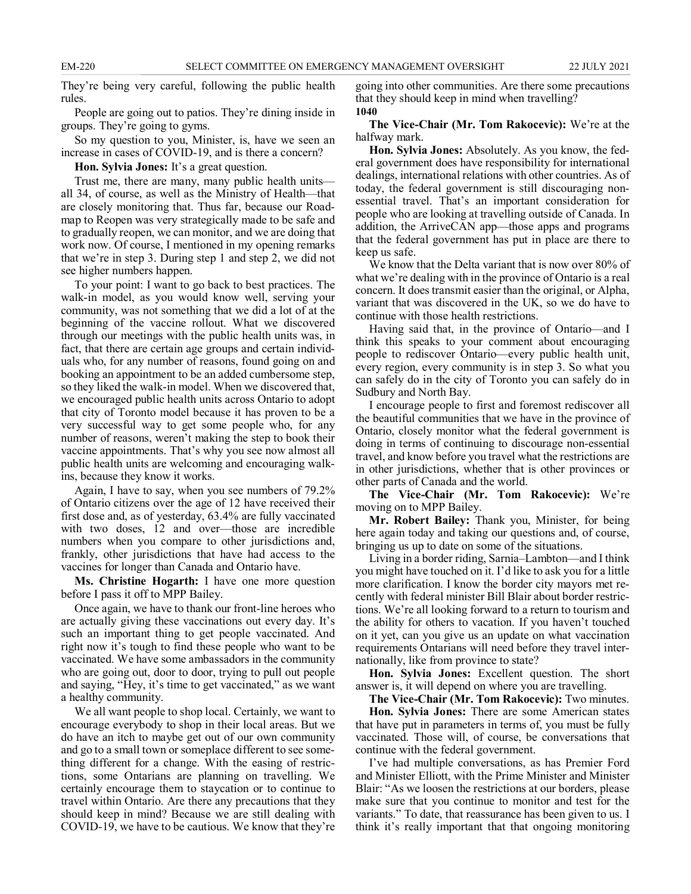They're being very careful, following the public health rules.

People are going out to patios. They're dining inside in groups. They're going to gyms.

So my question to you, Minister, is, have we seen an increase in cases of COVID-19, and is there a concern?

**Hon. Sylvia Jones:** It's a great question.

Trust me, there are many, many public health units—all 34, of course, as well as the Ministry of Health—that are closely monitoring that. Thus far, because our Roadmap to Reopen was very strategically made to be safe and to gradually reopen, we can monitor, and we are doing that work now. Of course, I mentioned in my opening remarks that we're in step 3. During step 1 and step 2, we did not see higher numbers happen.

To your point: I want to go back to best practices. The walk-in model, as you would know well, serving your community, was not something that we did a lot of at the beginning of the vaccine rollout. What we discovered through our meetings with the public health units was, in fact, that there are certain age groups and certain individuals who, for any number of reasons, found going on and booking an appointment to be an added cumbersome step, so they liked the walk-in model. When we discovered that, we encouraged public health units across Ontario to adopt that city of Toronto model because it has proven to be a very successful way to get some people who, for any number of reasons, weren't making the step to book their vaccine appointments. That's why you see now almost all public health units are welcoming and encouraging walk-ins, because they know it works.

Again, I have to say, when you see numbers of 79.2% of Ontario citizens over the age of 12 have received their first dose and, as of yesterday, 63.4% are fully vaccinated with two doses, 12 and over—those are incredible numbers when you compare to other jurisdictions and, frankly, other jurisdictions that have had access to the vaccines for longer than Canada and Ontario have.

**Ms. Christine Hogarth:** I have one more question before I pass it off to MPP Bailey.

Once again, we have to thank our front-line heroes who are actually giving these vaccinations out every day. It's such an important thing to get people vaccinated. And right now it's tough to find these people who want to be vaccinated. We have some ambassadors in the community who are going out, door to door, trying to pull out people and saying, "Hey, it's time to get vaccinated," as we want a healthy community.

We all want people to shop local. Certainly, we want to encourage everybody to shop in their local areas. But we do have an itch to maybe get out of our own community and go to a small town or someplace different to see something different for a change. With the easing of restrictions, some Ontarians are planning on travelling. We certainly encourage them to staycation or to continue to travel within Ontario. Are there any precautions that they should keep in mind? Because we are still dealing with COVID-19, we have to be cautious. We know that they're going into other communities. Are there some precautions that they should keep in mind when travelling?

**1040**

**The Vice-Chair (Mr. Tom Rakocevic):** We're at the halfway mark.

**Hon. Sylvia Jones:** Absolutely. As you know, the federal government does have responsibility for international dealings, international relations with other countries. As of today, the federal government is still discouraging non-essential travel. That's an important consideration for people who are looking at travelling outside of Canada. In addition, the ArriveCAN app—those apps and programs that the federal government has put in place are there to keep us safe.

We know that the Delta variant that is now over 80% of what we're dealing with in the province of Ontario is a real concern. It does transmit easier than the original, or Alpha, variant that was discovered in the UK, so we do have to continue with those health restrictions.

Having said that, in the province of Ontario—and I think this speaks to your comment about encouraging people to rediscover Ontario—every public health unit, every region, every community is in step 3. So what you can safely do in the city of Toronto you can safely do in Sudbury and North Bay.

I encourage people to first and foremost rediscover all the beautiful communities that we have in the province of Ontario, closely monitor what the federal government is doing in terms of continuing to discourage non-essential travel, and know before you travel what the restrictions are in other jurisdictions, whether that is other provinces or other parts of Canada and the world.

**The Vice-Chair (Mr. Tom Rakocevic):** We're moving on to MPP Bailey.

**Mr. Robert Bailey:** Thank you, Minister, for being here again today and taking our questions and, of course, bringing us up to date on some of the situations.

Living in a border riding, Sarnia–Lambton—and I think you might have touched on it. I'd like to ask you for a little more clarification. I know the border city mayors met recently with federal minister Bill Blair about border restrictions. We're all looking forward to a return to tourism and the ability for others to vacation. If you haven't touched on it yet, can you give us an update on what vaccination requirements Ontarians will need before they travel internationally, like from province to state?

**Hon. Sylvia Jones:** Excellent question. The short answer is, it will depend on where you are travelling.

**The Vice-Chair (Mr. Tom Rakocevic):** Two minutes.

**Hon. Sylvia Jones:** There are some American states that have put in parameters in terms of, you must be fully vaccinated. Those will, of course, be conversations that continue with the federal government.

I've had multiple conversations, as has Premier Ford and Minister Elliott, with the Prime Minister and Minister Blair: "As we loosen the restrictions at our borders, please make sure that you continue to monitor and test for the variants." To date, that reassurance has been given to us. I think it's really important that that ongoing monitoring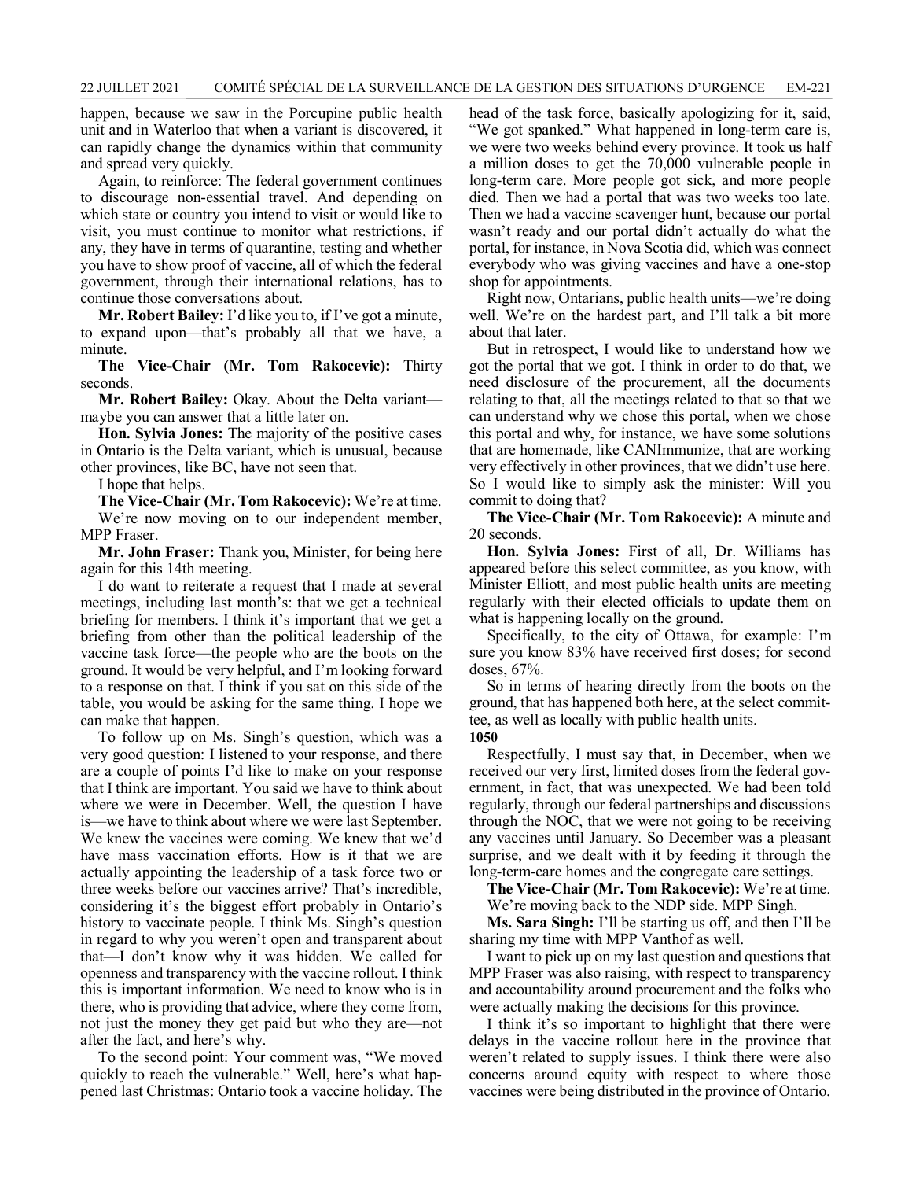happen, because we saw in the Porcupine public health unit and in Waterloo that when a variant is discovered, it can rapidly change the dynamics within that community and spread very quickly.

Again, to reinforce: The federal government continues to discourage non-essential travel. And depending on which state or country you intend to visit or would like to visit, you must continue to monitor what restrictions, if any, they have in terms of quarantine, testing and whether you have to show proof of vaccine, all of which the federal government, through their international relations, has to continue those conversations about.

**Mr. Robert Bailey:** I'd like you to, if I've got a minute, to expand upon—that's probably all that we have, a minute.

**The Vice-Chair (Mr. Tom Rakocevic):** Thirty seconds.

**Mr. Robert Bailey:** Okay. About the Delta variant—maybe you can answer that a little later on.

**Hon. Sylvia Jones:** The majority of the positive cases in Ontario is the Delta variant, which is unusual, because other provinces, like BC, have not seen that.

I hope that helps.

**The Vice-Chair (Mr. Tom Rakocevic):** We're at time.

We're now moving on to our independent member, MPP Fraser.

**Mr. John Fraser:** Thank you, Minister, for being here again for this 14th meeting.

I do want to reiterate a request that I made at several meetings, including last month's: that we get a technical briefing for members. I think it's important that we get a briefing from other than the political leadership of the vaccine task force—the people who are the boots on the ground. It would be very helpful, and I'm looking forward to a response on that. I think if you sat on this side of the table, you would be asking for the same thing. I hope we can make that happen.

To follow up on Ms. Singh's question, which was a very good question: I listened to your response, and there are a couple of points I'd like to make on your response that I think are important. You said we have to think about where we were in December. Well, the question I have is—we have to think about where we were last September. We knew the vaccines were coming. We knew that we'd have mass vaccination efforts. How is it that we are actually appointing the leadership of a task force two or three weeks before our vaccines arrive? That's incredible, considering it's the biggest effort probably in Ontario's history to vaccinate people. I think Ms. Singh's question in regard to why you weren't open and transparent about that—I don't know why it was hidden. We called for openness and transparency with the vaccine rollout. I think this is important information. We need to know who is in there, who is providing that advice, where they come from, not just the money they get paid but who they are—not after the fact, and here's why.

To the second point: Your comment was, "We moved quickly to reach the vulnerable." Well, here's what happened last Christmas: Ontario took a vaccine holiday. The head of the task force, basically apologizing for it, said, "We got spanked." What happened in long-term care is, we were two weeks behind every province. It took us half a million doses to get the 70,000 vulnerable people in long-term care. More people got sick, and more people died. Then we had a portal that was two weeks too late. Then we had a vaccine scavenger hunt, because our portal wasn't ready and our portal didn't actually do what the portal, for instance, in Nova Scotia did, which was connect everybody who was giving vaccines and have a one-stop shop for appointments.

Right now, Ontarians, public health units—we're doing well. We're on the hardest part, and I'll talk a bit more about that later.

But in retrospect, I would like to understand how we got the portal that we got. I think in order to do that, we need disclosure of the procurement, all the documents relating to that, all the meetings related to that so that we can understand why we chose this portal, when we chose this portal and why, for instance, we have some solutions that are homemade, like CANImmunize, that are working very effectively in other provinces, that we didn't use here. So I would like to simply ask the minister: Will you commit to doing that?

**The Vice-Chair (Mr. Tom Rakocevic):** A minute and 20 seconds.

**Hon. Sylvia Jones:** First of all, Dr. Williams has appeared before this select committee, as you know, with Minister Elliott, and most public health units are meeting regularly with their elected officials to update them on what is happening locally on the ground.

Specifically, to the city of Ottawa, for example: I'm sure you know 83% have received first doses; for second doses, 67%.

So in terms of hearing directly from the boots on the ground, that has happened both here, at the select committee, as well as locally with public health units.

**1050**

Respectfully, I must say that, in December, when we received our very first, limited doses from the federal government, in fact, that was unexpected. We had been told regularly, through our federal partnerships and discussions through the NOC, that we were not going to be receiving any vaccines until January. So December was a pleasant surprise, and we dealt with it by feeding it through the long-term-care homes and the congregate care settings.

**The Vice-Chair (Mr. Tom Rakocevic):** We're at time.

We're moving back to the NDP side. MPP Singh.

**Ms. Sara Singh:** I'll be starting us off, and then I'll be sharing my time with MPP Vanthof as well.

I want to pick up on my last question and questions that MPP Fraser was also raising, with respect to transparency and accountability around procurement and the folks who were actually making the decisions for this province.

I think it's so important to highlight that there were delays in the vaccine rollout here in the province that weren't related to supply issues. I think there were also concerns around equity with respect to where those vaccines were being distributed in the province of Ontario.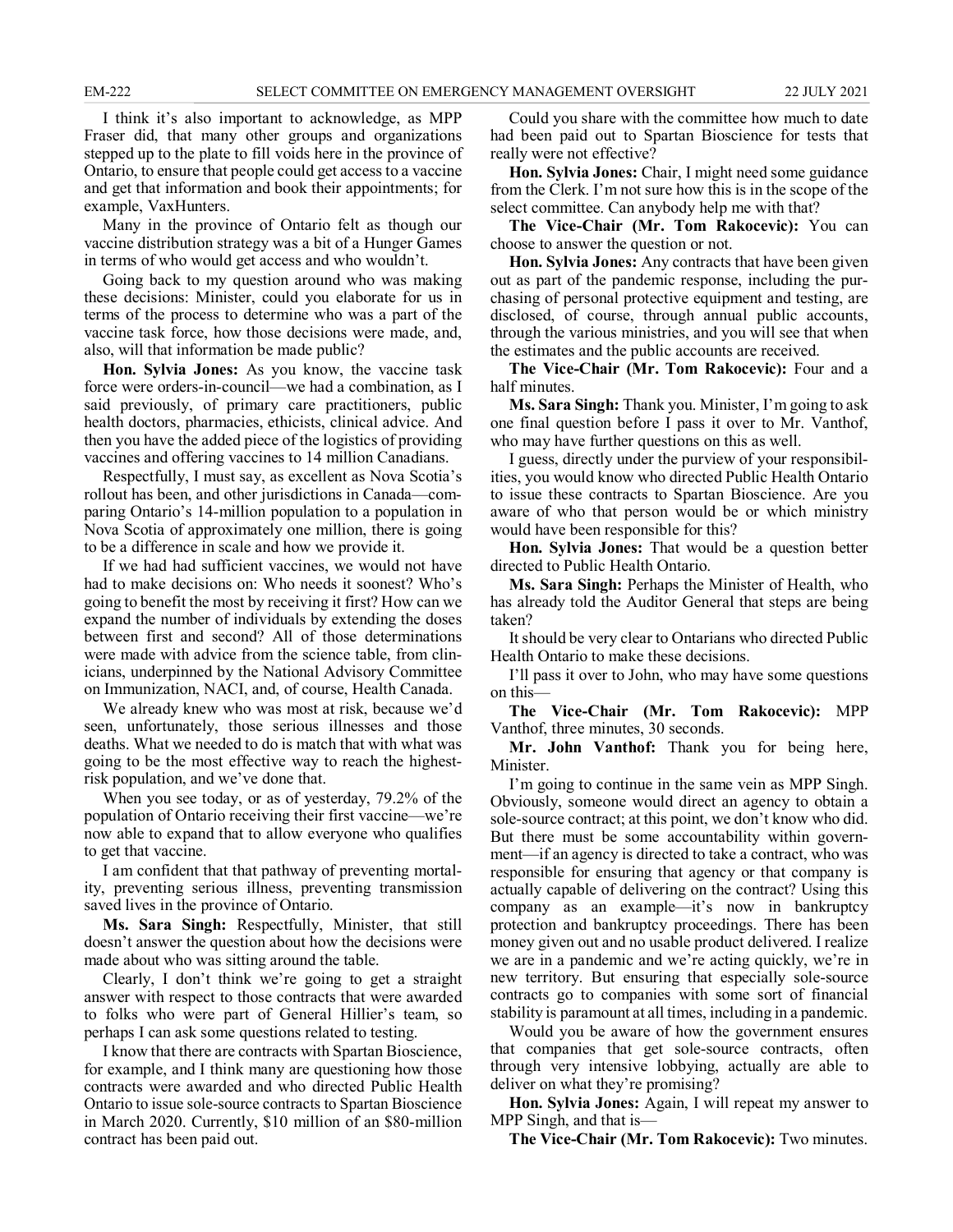I think it's also important to acknowledge, as MPP Fraser did, that many other groups and organizations stepped up to the plate to fill voids here in the province of Ontario, to ensure that people could get access to a vaccine and get that information and book their appointments; for example, VaxHunters.

Many in the province of Ontario felt as though our vaccine distribution strategy was a bit of a Hunger Games in terms of who would get access and who wouldn't.

Going back to my question around who was making these decisions: Minister, could you elaborate for us in terms of the process to determine who was a part of the vaccine task force, how those decisions were made, and, also, will that information be made public?

**Hon. Sylvia Jones:** As you know, the vaccine task force were orders-in-council—we had a combination, as I said previously, of primary care practitioners, public health doctors, pharmacies, ethicists, clinical advice. And then you have the added piece of the logistics of providing vaccines and offering vaccines to 14 million Canadians.

Respectfully, I must say, as excellent as Nova Scotia's rollout has been, and other jurisdictions in Canada—comparing Ontario's 14-million population to a population in Nova Scotia of approximately one million, there is going to be a difference in scale and how we provide it.

If we had had sufficient vaccines, we would not have had to make decisions on: Who needs it soonest? Who's going to benefit the most by receiving it first? How can we expand the number of individuals by extending the doses between first and second? All of those determinations were made with advice from the science table, from clinicians, underpinned by the National Advisory Committee on Immunization, NACI, and, of course, Health Canada.

We already knew who was most at risk, because we'd seen, unfortunately, those serious illnesses and those deaths. What we needed to do is match that with what was going to be the most effective way to reach the highest-risk population, and we've done that.

When you see today, or as of yesterday, 79.2% of the population of Ontario receiving their first vaccine—we're now able to expand that to allow everyone who qualifies to get that vaccine.

I am confident that that pathway of preventing mortality, preventing serious illness, preventing transmission saved lives in the province of Ontario.

**Ms. Sara Singh:** Respectfully, Minister, that still doesn't answer the question about how the decisions were made about who was sitting around the table.

Clearly, I don't think we're going to get a straight answer with respect to those contracts that were awarded to folks who were part of General Hillier's team, so perhaps I can ask some questions related to testing.

I know that there are contracts with Spartan Bioscience, for example, and I think many are questioning how those contracts were awarded and who directed Public Health Ontario to issue sole-source contracts to Spartan Bioscience in March 2020. Currently, $10 million of an $80-million contract has been paid out.

Could you share with the committee how much to date had been paid out to Spartan Bioscience for tests that really were not effective?

**Hon. Sylvia Jones:** Chair, I might need some guidance from the Clerk. I'm not sure how this is in the scope of the select committee. Can anybody help me with that?

**The Vice-Chair (Mr. Tom Rakocevic):** You can choose to answer the question or not.

**Hon. Sylvia Jones:** Any contracts that have been given out as part of the pandemic response, including the purchasing of personal protective equipment and testing, are disclosed, of course, through annual public accounts, through the various ministries, and you will see that when the estimates and the public accounts are received.

**The Vice-Chair (Mr. Tom Rakocevic):** Four and a half minutes.

**Ms. Sara Singh:** Thank you. Minister, I'm going to ask one final question before I pass it over to Mr. Vanthof, who may have further questions on this as well.

I guess, directly under the purview of your responsibilities, you would know who directed Public Health Ontario to issue these contracts to Spartan Bioscience. Are you aware of who that person would be or which ministry would have been responsible for this?

**Hon. Sylvia Jones:** That would be a question better directed to Public Health Ontario.

**Ms. Sara Singh:** Perhaps the Minister of Health, who has already told the Auditor General that steps are being taken?

It should be very clear to Ontarians who directed Public Health Ontario to make these decisions.

I'll pass it over to John, who may have some questions on this—

**The Vice-Chair (Mr. Tom Rakocevic):** MPP Vanthof, three minutes, 30 seconds.

**Mr. John Vanthof:** Thank you for being here, Minister.

I'm going to continue in the same vein as MPP Singh. Obviously, someone would direct an agency to obtain a sole-source contract; at this point, we don't know who did. But there must be some accountability within government—if an agency is directed to take a contract, who was responsible for ensuring that agency or that company is actually capable of delivering on the contract? Using this company as an example—it's now in bankruptcy protection and bankruptcy proceedings. There has been money given out and no usable product delivered. I realize we are in a pandemic and we're acting quickly, we're in new territory. But ensuring that especially sole-source contracts go to companies with some sort of financial stability is paramount at all times, including in a pandemic.

Would you be aware of how the government ensures that companies that get sole-source contracts, often through very intensive lobbying, actually are able to deliver on what they're promising?

**Hon. Sylvia Jones:** Again, I will repeat my answer to MPP Singh, and that is—

**The Vice-Chair (Mr. Tom Rakocevic):** Two minutes.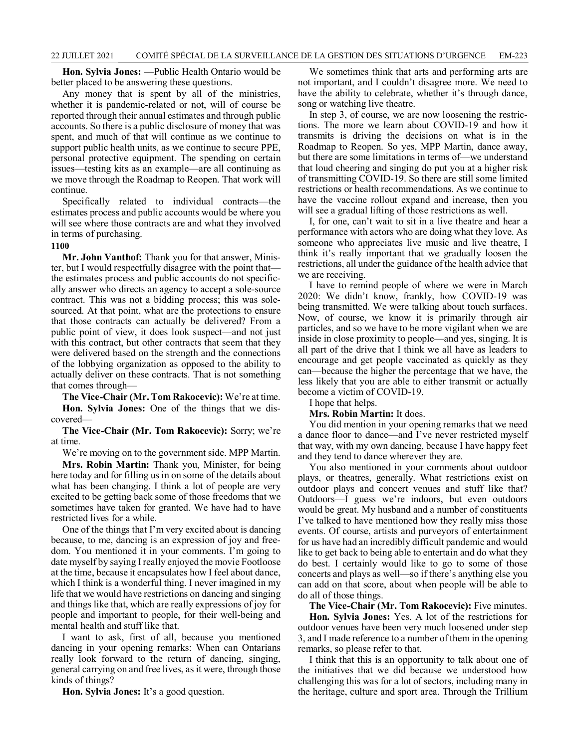**Hon. Sylvia Jones:** —Public Health Ontario would be better placed to be answering these questions.

Any money that is spent by all of the ministries, whether it is pandemic-related or not, will of course be reported through their annual estimates and through public accounts. So there is a public disclosure of money that was spent, and much of that will continue as we continue to support public health units, as we continue to secure PPE, personal protective equipment. The spending on certain issues—testing kits as an example—are all continuing as we move through the Roadmap to Reopen. That work will continue.

Specifically related to individual contracts—the estimates process and public accounts would be where you will see where those contracts are and what they involved in terms of purchasing.

**1100**

**Mr. John Vanthof:** Thank you for that answer, Minister, but I would respectfully disagree with the point that—the estimates process and public accounts do not specifically answer who directs an agency to accept a sole-source contract. This was not a bidding process; this was sole-sourced. At that point, what are the protections to ensure that those contracts can actually be delivered? From a public point of view, it does look suspect—and not just with this contract, but other contracts that seem that they were delivered based on the strength and the connections of the lobbying organization as opposed to the ability to actually deliver on these contracts. That is not something that comes through—

**The Vice-Chair (Mr. Tom Rakocevic):** We're at time.

**Hon. Sylvia Jones:** One of the things that we discovered—

**The Vice-Chair (Mr. Tom Rakocevic):** Sorry; we're at time.

We're moving on to the government side. MPP Martin.

**Mrs. Robin Martin:** Thank you, Minister, for being here today and for filling us in on some of the details about what has been changing. I think a lot of people are very excited to be getting back some of those freedoms that we sometimes have taken for granted. We have had to have restricted lives for a while.

One of the things that I'm very excited about is dancing because, to me, dancing is an expression of joy and freedom. You mentioned it in your comments. I'm going to date myself by saying I really enjoyed the movie Footloose at the time, because it encapsulates how I feel about dance, which I think is a wonderful thing. I never imagined in my life that we would have restrictions on dancing and singing and things like that, which are really expressions of joy for people and important to people, for their well-being and mental health and stuff like that.

I want to ask, first of all, because you mentioned dancing in your opening remarks: When can Ontarians really look forward to the return of dancing, singing, general carrying on and free lives, as it were, through those kinds of things?

**Hon. Sylvia Jones:** It's a good question.

We sometimes think that arts and performing arts are not important, and I couldn't disagree more. We need to have the ability to celebrate, whether it's through dance, song or watching live theatre.

In step 3, of course, we are now loosening the restrictions. The more we learn about COVID-19 and how it transmits is driving the decisions on what is in the Roadmap to Reopen. So yes, MPP Martin, dance away, but there are some limitations in terms of—we understand that loud cheering and singing do put you at a higher risk of transmitting COVID-19. So there are still some limited restrictions or health recommendations. As we continue to have the vaccine rollout expand and increase, then you will see a gradual lifting of those restrictions as well.

I, for one, can't wait to sit in a live theatre and hear a performance with actors who are doing what they love. As someone who appreciates live music and live theatre, I think it's really important that we gradually loosen the restrictions, all under the guidance of the health advice that we are receiving.

I have to remind people of where we were in March 2020: We didn't know, frankly, how COVID-19 was being transmitted. We were talking about touch surfaces. Now, of course, we know it is primarily through air particles, and so we have to be more vigilant when we are inside in close proximity to people—and yes, singing. It is all part of the drive that I think we all have as leaders to encourage and get people vaccinated as quickly as they can—because the higher the percentage that we have, the less likely that you are able to either transmit or actually become a victim of COVID-19.

I hope that helps.

**Mrs. Robin Martin:** It does.

You did mention in your opening remarks that we need a dance floor to dance—and I've never restricted myself that way, with my own dancing, because I have happy feet and they tend to dance wherever they are.

You also mentioned in your comments about outdoor plays, or theatres, generally. What restrictions exist on outdoor plays and concert venues and stuff like that? Outdoors—I guess we're indoors, but even outdoors would be great. My husband and a number of constituents I've talked to have mentioned how they really miss those events. Of course, artists and purveyors of entertainment for us have had an incredibly difficult pandemic and would like to get back to being able to entertain and do what they do best. I certainly would like to go to some of those concerts and plays as well—so if there's anything else you can add on that score, about when people will be able to do all of those things.

**The Vice-Chair (Mr. Tom Rakocevic):** Five minutes.

**Hon. Sylvia Jones:** Yes. A lot of the restrictions for outdoor venues have been very much loosened under step 3, and I made reference to a number of them in the opening remarks, so please refer to that.

I think that this is an opportunity to talk about one of the initiatives that we did because we understood how challenging this was for a lot of sectors, including many in the heritage, culture and sport area. Through the Trillium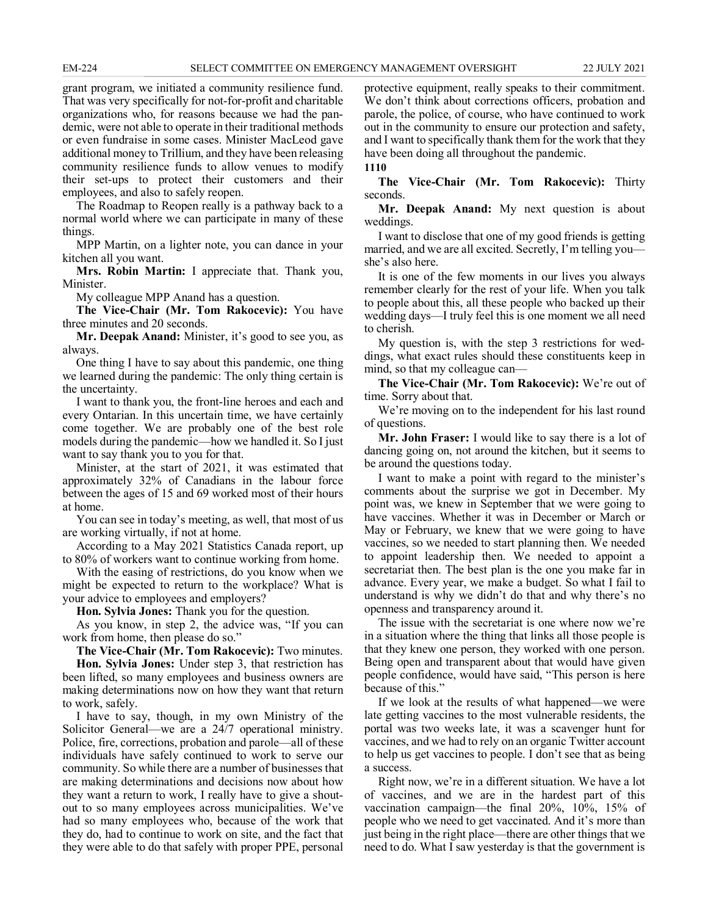grant program, we initiated a community resilience fund. That was very specifically for not-for-profit and charitable organizations who, for reasons because we had the pandemic, were not able to operate in their traditional methods or even fundraise in some cases. Minister MacLeod gave additional money to Trillium, and they have been releasing community resilience funds to allow venues to modify their set-ups to protect their customers and their employees, and also to safely reopen.

The Roadmap to Reopen really is a pathway back to a normal world where we can participate in many of these things.

MPP Martin, on a lighter note, you can dance in your kitchen all you want.

**Mrs. Robin Martin:** I appreciate that. Thank you, Minister.

My colleague MPP Anand has a question.

**The Vice-Chair (Mr. Tom Rakocevic):** You have three minutes and 20 seconds.

**Mr. Deepak Anand:** Minister, it's good to see you, as always.

One thing I have to say about this pandemic, one thing we learned during the pandemic: The only thing certain is the uncertainty.

I want to thank you, the front-line heroes and each and every Ontarian. In this uncertain time, we have certainly come together. We are probably one of the best role models during the pandemic—how we handled it. So I just want to say thank you to you for that.

Minister, at the start of 2021, it was estimated that approximately 32% of Canadians in the labour force between the ages of 15 and 69 worked most of their hours at home.

You can see in today's meeting, as well, that most of us are working virtually, if not at home.

According to a May 2021 Statistics Canada report, up to 80% of workers want to continue working from home.

With the easing of restrictions, do you know when we might be expected to return to the workplace? What is your advice to employees and employers?

**Hon. Sylvia Jones:** Thank you for the question.

As you know, in step 2, the advice was, "If you can work from home, then please do so."

**The Vice-Chair (Mr. Tom Rakocevic):** Two minutes.

**Hon. Sylvia Jones:** Under step 3, that restriction has been lifted, so many employees and business owners are making determinations now on how they want that return to work, safely.

I have to say, though, in my own Ministry of the Solicitor General—we are a 24/7 operational ministry. Police, fire, corrections, probation and parole—all of these individuals have safely continued to work to serve our community. So while there are a number of businesses that are making determinations and decisions now about how they want a return to work, I really have to give a shout-out to so many employees across municipalities. We've had so many employees who, because of the work that they do, had to continue to work on site, and the fact that they were able to do that safely with proper PPE, personal protective equipment, really speaks to their commitment. We don't think about corrections officers, probation and parole, the police, of course, who have continued to work out in the community to ensure our protection and safety, and I want to specifically thank them for the work that they have been doing all throughout the pandemic.

**1110**

**The Vice-Chair (Mr. Tom Rakocevic):** Thirty seconds.

**Mr. Deepak Anand:** My next question is about weddings.

I want to disclose that one of my good friends is getting married, and we are all excited. Secretly, I'm telling you—she's also here.

It is one of the few moments in our lives you always remember clearly for the rest of your life. When you talk to people about this, all these people who backed up their wedding days—I truly feel this is one moment we all need to cherish.

My question is, with the step 3 restrictions for weddings, what exact rules should these constituents keep in mind, so that my colleague can—

**The Vice-Chair (Mr. Tom Rakocevic):** We're out of time. Sorry about that.

We're moving on to the independent for his last round of questions.

**Mr. John Fraser:** I would like to say there is a lot of dancing going on, not around the kitchen, but it seems to be around the questions today.

I want to make a point with regard to the minister's comments about the surprise we got in December. My point was, we knew in September that we were going to have vaccines. Whether it was in December or March or May or February, we knew that we were going to have vaccines, so we needed to start planning then. We needed to appoint leadership then. We needed to appoint a secretariat then. The best plan is the one you make far in advance. Every year, we make a budget. So what I fail to understand is why we didn't do that and why there's no openness and transparency around it.

The issue with the secretariat is one where now we're in a situation where the thing that links all those people is that they knew one person, they worked with one person. Being open and transparent about that would have given people confidence, would have said, "This person is here because of this."

If we look at the results of what happened—we were late getting vaccines to the most vulnerable residents, the portal was two weeks late, it was a scavenger hunt for vaccines, and we had to rely on an organic Twitter account to help us get vaccines to people. I don't see that as being a success.

Right now, we're in a different situation. We have a lot of vaccines, and we are in the hardest part of this vaccination campaign—the final 20%, 10%, 15% of people who we need to get vaccinated. And it's more than just being in the right place—there are other things that we need to do. What I saw yesterday is that the government is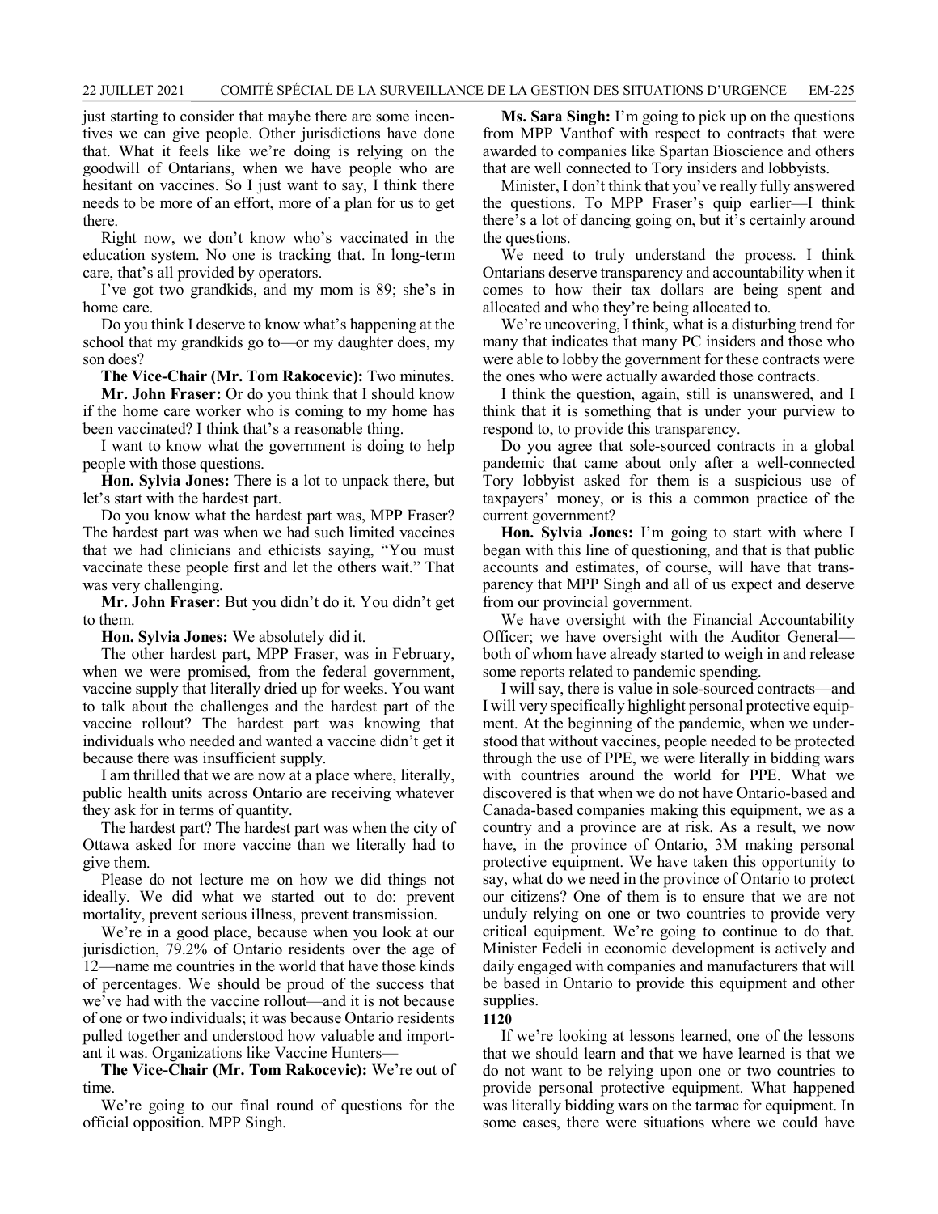just starting to consider that maybe there are some incentives we can give people. Other jurisdictions have done that. What it feels like we're doing is relying on the goodwill of Ontarians, when we have people who are hesitant on vaccines. So I just want to say, I think there needs to be more of an effort, more of a plan for us to get there.

Right now, we don't know who's vaccinated in the education system. No one is tracking that. In long-term care, that's all provided by operators.

I've got two grandkids, and my mom is 89; she's in home care.

Do you think I deserve to know what's happening at the school that my grandkids go to—or my daughter does, my son does?

**The Vice-Chair (Mr. Tom Rakocevic):** Two minutes.

**Mr. John Fraser:** Or do you think that I should know if the home care worker who is coming to my home has been vaccinated? I think that's a reasonable thing.

I want to know what the government is doing to help people with those questions.

**Hon. Sylvia Jones:** There is a lot to unpack there, but let's start with the hardest part.

Do you know what the hardest part was, MPP Fraser? The hardest part was when we had such limited vaccines that we had clinicians and ethicists saying, "You must vaccinate these people first and let the others wait." That was very challenging.

**Mr. John Fraser:** But you didn't do it. You didn't get to them.

**Hon. Sylvia Jones:** We absolutely did it.

The other hardest part, MPP Fraser, was in February, when we were promised, from the federal government, vaccine supply that literally dried up for weeks. You want to talk about the challenges and the hardest part of the vaccine rollout? The hardest part was knowing that individuals who needed and wanted a vaccine didn't get it because there was insufficient supply.

I am thrilled that we are now at a place where, literally, public health units across Ontario are receiving whatever they ask for in terms of quantity.

The hardest part? The hardest part was when the city of Ottawa asked for more vaccine than we literally had to give them.

Please do not lecture me on how we did things not ideally. We did what we started out to do: prevent mortality, prevent serious illness, prevent transmission.

We're in a good place, because when you look at our jurisdiction, 79.2% of Ontario residents over the age of 12—name me countries in the world that have those kinds of percentages. We should be proud of the success that we've had with the vaccine rollout—and it is not because of one or two individuals; it was because Ontario residents pulled together and understood how valuable and important it was. Organizations like Vaccine Hunters—

**The Vice-Chair (Mr. Tom Rakocevic):** We're out of time.

We're going to our final round of questions for the official opposition. MPP Singh.

**Ms. Sara Singh:** I'm going to pick up on the questions from MPP Vanthof with respect to contracts that were awarded to companies like Spartan Bioscience and others that are well connected to Tory insiders and lobbyists.

Minister, I don't think that you've really fully answered the questions. To MPP Fraser's quip earlier—I think there's a lot of dancing going on, but it's certainly around the questions.

We need to truly understand the process. I think Ontarians deserve transparency and accountability when it comes to how their tax dollars are being spent and allocated and who they're being allocated to.

We're uncovering, I think, what is a disturbing trend for many that indicates that many PC insiders and those who were able to lobby the government for these contracts were the ones who were actually awarded those contracts.

I think the question, again, still is unanswered, and I think that it is something that is under your purview to respond to, to provide this transparency.

Do you agree that sole-sourced contracts in a global pandemic that came about only after a well-connected Tory lobbyist asked for them is a suspicious use of taxpayers' money, or is this a common practice of the current government?

**Hon. Sylvia Jones:** I'm going to start with where I began with this line of questioning, and that is that public accounts and estimates, of course, will have that transparency that MPP Singh and all of us expect and deserve from our provincial government.

We have oversight with the Financial Accountability Officer; we have oversight with the Auditor General—both of whom have already started to weigh in and release some reports related to pandemic spending.

I will say, there is value in sole-sourced contracts—and I will very specifically highlight personal protective equipment. At the beginning of the pandemic, when we understood that without vaccines, people needed to be protected through the use of PPE, we were literally in bidding wars with countries around the world for PPE. What we discovered is that when we do not have Ontario-based and Canada-based companies making this equipment, we as a country and a province are at risk. As a result, we now have, in the province of Ontario, 3M making personal protective equipment. We have taken this opportunity to say, what do we need in the province of Ontario to protect our citizens? One of them is to ensure that we are not unduly relying on one or two countries to provide very critical equipment. We're going to continue to do that. Minister Fedeli in economic development is actively and daily engaged with companies and manufacturers that will be based in Ontario to provide this equipment and other supplies.

**1120**

If we're looking at lessons learned, one of the lessons that we should learn and that we have learned is that we do not want to be relying upon one or two countries to provide personal protective equipment. What happened was literally bidding wars on the tarmac for equipment. In some cases, there were situations where we could have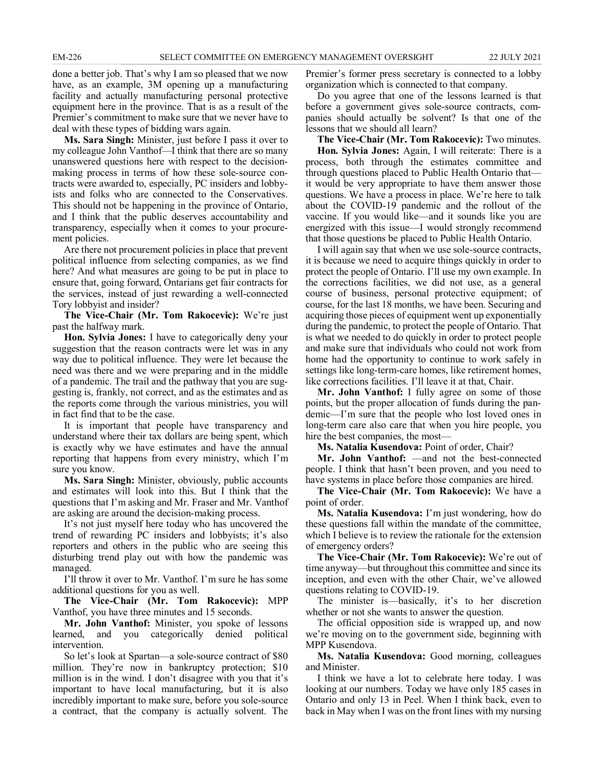done a better job. That's why I am so pleased that we now have, as an example, 3M opening up a manufacturing facility and actually manufacturing personal protective equipment here in the province. That is as a result of the Premier's commitment to make sure that we never have to deal with these types of bidding wars again.

**Ms. Sara Singh:** Minister, just before I pass it over to my colleague John Vanthof—I think that there are so many unanswered questions here with respect to the decision-making process in terms of how these sole-source contracts were awarded to, especially, PC insiders and lobbyists and folks who are connected to the Conservatives. This should not be happening in the province of Ontario, and I think that the public deserves accountability and transparency, especially when it comes to your procurement policies.

Are there not procurement policies in place that prevent political influence from selecting companies, as we find here? And what measures are going to be put in place to ensure that, going forward, Ontarians get fair contracts for the services, instead of just rewarding a well-connected Tory lobbyist and insider?

**The Vice-Chair (Mr. Tom Rakocevic):** We're just past the halfway mark.

**Hon. Sylvia Jones:** I have to categorically deny your suggestion that the reason contracts were let was in any way due to political influence. They were let because the need was there and we were preparing and in the middle of a pandemic. The trail and the pathway that you are suggesting is, frankly, not correct, and as the estimates and as the reports come through the various ministries, you will in fact find that to be the case.

It is important that people have transparency and understand where their tax dollars are being spent, which is exactly why we have estimates and have the annual reporting that happens from every ministry, which I'm sure you know.

**Ms. Sara Singh:** Minister, obviously, public accounts and estimates will look into this. But I think that the questions that I'm asking and Mr. Fraser and Mr. Vanthof are asking are around the decision-making process.

It's not just myself here today who has uncovered the trend of rewarding PC insiders and lobbyists; it's also reporters and others in the public who are seeing this disturbing trend play out with how the pandemic was managed.

I'll throw it over to Mr. Vanthof. I'm sure he has some additional questions for you as well.

**The Vice-Chair (Mr. Tom Rakocevic):** MPP Vanthof, you have three minutes and 15 seconds.

**Mr. John Vanthof:** Minister, you spoke of lessons learned, and you categorically denied political intervention.

So let's look at Spartan—a sole-source contract of $80 million. They're now in bankruptcy protection; $10 million is in the wind. I don't disagree with you that it's important to have local manufacturing, but it is also incredibly important to make sure, before you sole-source a contract, that the company is actually solvent. The Premier's former press secretary is connected to a lobby organization which is connected to that company.

Do you agree that one of the lessons learned is that before a government gives sole-source contracts, companies should actually be solvent? Is that one of the lessons that we should all learn?

**The Vice-Chair (Mr. Tom Rakocevic):** Two minutes.

**Hon. Sylvia Jones:** Again, I will reiterate: There is a process, both through the estimates committee and through questions placed to Public Health Ontario that—it would be very appropriate to have them answer those questions. We have a process in place. We're here to talk about the COVID-19 pandemic and the rollout of the vaccine. If you would like—and it sounds like you are energized with this issue—I would strongly recommend that those questions be placed to Public Health Ontario.

I will again say that when we use sole-source contracts, it is because we need to acquire things quickly in order to protect the people of Ontario. I'll use my own example. In the corrections facilities, we did not use, as a general course of business, personal protective equipment; of course, for the last 18 months, we have been. Securing and acquiring those pieces of equipment went up exponentially during the pandemic, to protect the people of Ontario. That is what we needed to do quickly in order to protect people and make sure that individuals who could not work from home had the opportunity to continue to work safely in settings like long-term-care homes, like retirement homes, like corrections facilities. I'll leave it at that, Chair.

**Mr. John Vanthof:** I fully agree on some of those points, but the proper allocation of funds during the pandemic—I'm sure that the people who lost loved ones in long-term care also care that when you hire people, you hire the best companies, the most—

**Ms. Natalia Kusendova:** Point of order, Chair?

**Mr. John Vanthof:** —and not the best-connected people. I think that hasn't been proven, and you need to have systems in place before those companies are hired.

**The Vice-Chair (Mr. Tom Rakocevic):** We have a point of order.

**Ms. Natalia Kusendova:** I'm just wondering, how do these questions fall within the mandate of the committee, which I believe is to review the rationale for the extension of emergency orders?

**The Vice-Chair (Mr. Tom Rakocevic):** We're out of time anyway—but throughout this committee and since its inception, and even with the other Chair, we've allowed questions relating to COVID-19.

The minister is—basically, it's to her discretion whether or not she wants to answer the question.

The official opposition side is wrapped up, and now we're moving on to the government side, beginning with MPP Kusendova.

**Ms. Natalia Kusendova:** Good morning, colleagues and Minister.

I think we have a lot to celebrate here today. I was looking at our numbers. Today we have only 185 cases in Ontario and only 13 in Peel. When I think back, even to back in May when I was on the front lines with my nursing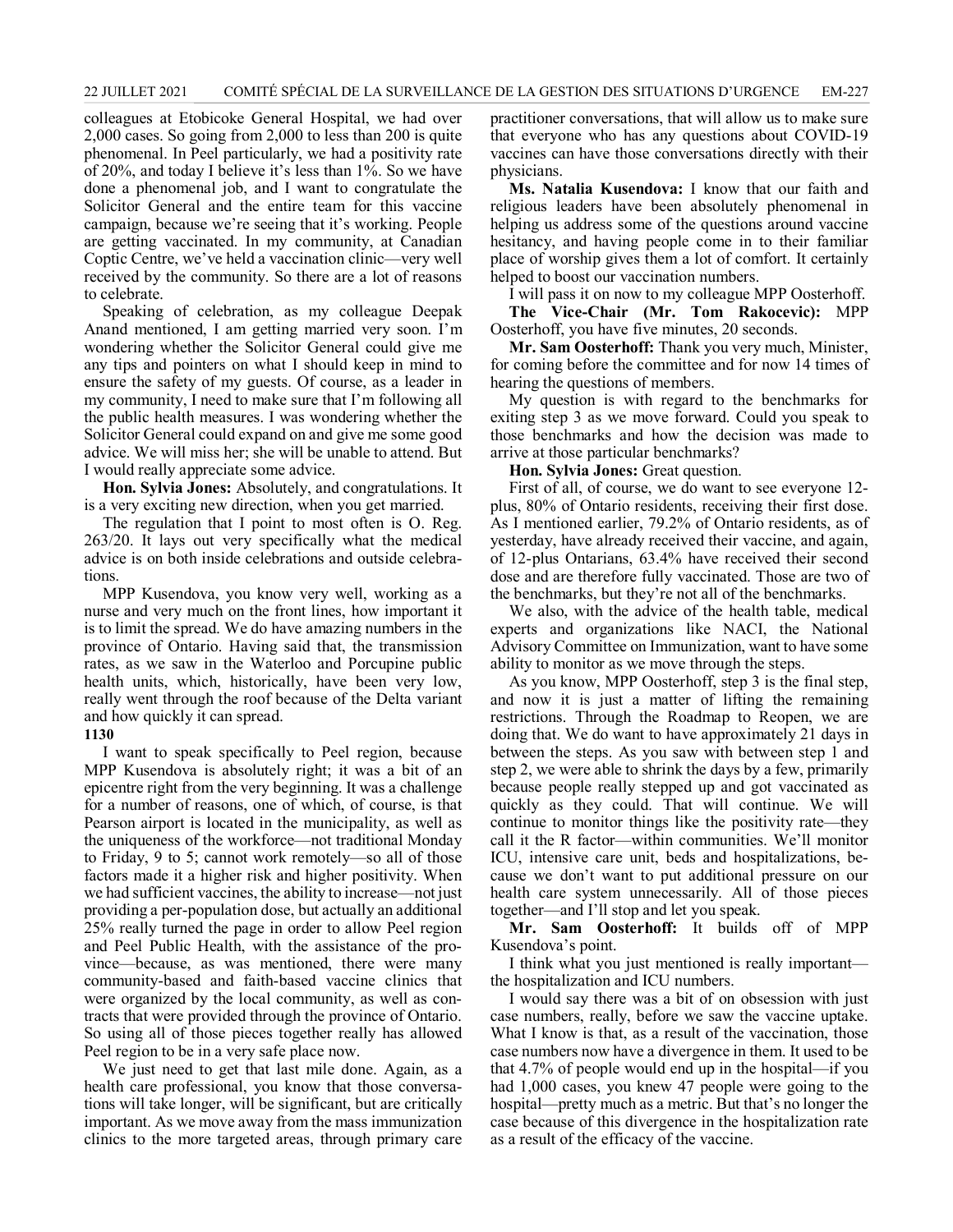colleagues at Etobicoke General Hospital, we had over 2,000 cases. So going from 2,000 to less than 200 is quite phenomenal. In Peel particularly, we had a positivity rate of 20%, and today I believe it's less than 1%. So we have done a phenomenal job, and I want to congratulate the Solicitor General and the entire team for this vaccine campaign, because we're seeing that it's working. People are getting vaccinated. In my community, at Canadian Coptic Centre, we've held a vaccination clinic—very well received by the community. So there are a lot of reasons to celebrate.

Speaking of celebration, as my colleague Deepak Anand mentioned, I am getting married very soon. I'm wondering whether the Solicitor General could give me any tips and pointers on what I should keep in mind to ensure the safety of my guests. Of course, as a leader in my community, I need to make sure that I'm following all the public health measures. I was wondering whether the Solicitor General could expand on and give me some good advice. We will miss her; she will be unable to attend. But I would really appreciate some advice.

**Hon. Sylvia Jones:** Absolutely, and congratulations. It is a very exciting new direction, when you get married.

The regulation that I point to most often is O. Reg. 263/20. It lays out very specifically what the medical advice is on both inside celebrations and outside celebrations.

MPP Kusendova, you know very well, working as a nurse and very much on the front lines, how important it is to limit the spread. We do have amazing numbers in the province of Ontario. Having said that, the transmission rates, as we saw in the Waterloo and Porcupine public health units, which, historically, have been very low, really went through the roof because of the Delta variant and how quickly it can spread.

**1130**

I want to speak specifically to Peel region, because MPP Kusendova is absolutely right; it was a bit of an epicentre right from the very beginning. It was a challenge for a number of reasons, one of which, of course, is that Pearson airport is located in the municipality, as well as the uniqueness of the workforce—not traditional Monday to Friday, 9 to 5; cannot work remotely—so all of those factors made it a higher risk and higher positivity. When we had sufficient vaccines, the ability to increase—not just providing a per-population dose, but actually an additional 25% really turned the page in order to allow Peel region and Peel Public Health, with the assistance of the province—because, as was mentioned, there were many community-based and faith-based vaccine clinics that were organized by the local community, as well as contracts that were provided through the province of Ontario. So using all of those pieces together really has allowed Peel region to be in a very safe place now.

We just need to get that last mile done. Again, as a health care professional, you know that those conversations will take longer, will be significant, but are critically important. As we move away from the mass immunization clinics to the more targeted areas, through primary care practitioner conversations, that will allow us to make sure that everyone who has any questions about COVID-19 vaccines can have those conversations directly with their physicians.

**Ms. Natalia Kusendova:** I know that our faith and religious leaders have been absolutely phenomenal in helping us address some of the questions around vaccine hesitancy, and having people come in to their familiar place of worship gives them a lot of comfort. It certainly helped to boost our vaccination numbers.

I will pass it on now to my colleague MPP Oosterhoff.

**The Vice-Chair (Mr. Tom Rakocevic):** MPP Oosterhoff, you have five minutes, 20 seconds.

**Mr. Sam Oosterhoff:** Thank you very much, Minister, for coming before the committee and for now 14 times of hearing the questions of members.

My question is with regard to the benchmarks for exiting step 3 as we move forward. Could you speak to those benchmarks and how the decision was made to arrive at those particular benchmarks?

**Hon. Sylvia Jones:** Great question.

First of all, of course, we do want to see everyone 12-plus, 80% of Ontario residents, receiving their first dose. As I mentioned earlier, 79.2% of Ontario residents, as of yesterday, have already received their vaccine, and again, of 12-plus Ontarians, 63.4% have received their second dose and are therefore fully vaccinated. Those are two of the benchmarks, but they're not all of the benchmarks.

We also, with the advice of the health table, medical experts and organizations like NACI, the National Advisory Committee on Immunization, want to have some ability to monitor as we move through the steps.

As you know, MPP Oosterhoff, step 3 is the final step, and now it is just a matter of lifting the remaining restrictions. Through the Roadmap to Reopen, we are doing that. We do want to have approximately 21 days in between the steps. As you saw with between step 1 and step 2, we were able to shrink the days by a few, primarily because people really stepped up and got vaccinated as quickly as they could. That will continue. We will continue to monitor things like the positivity rate—they call it the R factor—within communities. We'll monitor ICU, intensive care unit, beds and hospitalizations, because we don't want to put additional pressure on our health care system unnecessarily. All of those pieces together—and I'll stop and let you speak.

**Mr. Sam Oosterhoff:** It builds off of MPP Kusendova's point.

I think what you just mentioned is really important—the hospitalization and ICU numbers.

I would say there was a bit of on obsession with just case numbers, really, before we saw the vaccine uptake. What I know is that, as a result of the vaccination, those case numbers now have a divergence in them. It used to be that 4.7% of people would end up in the hospital—if you had 1,000 cases, you knew 47 people were going to the hospital—pretty much as a metric. But that's no longer the case because of this divergence in the hospitalization rate as a result of the efficacy of the vaccine.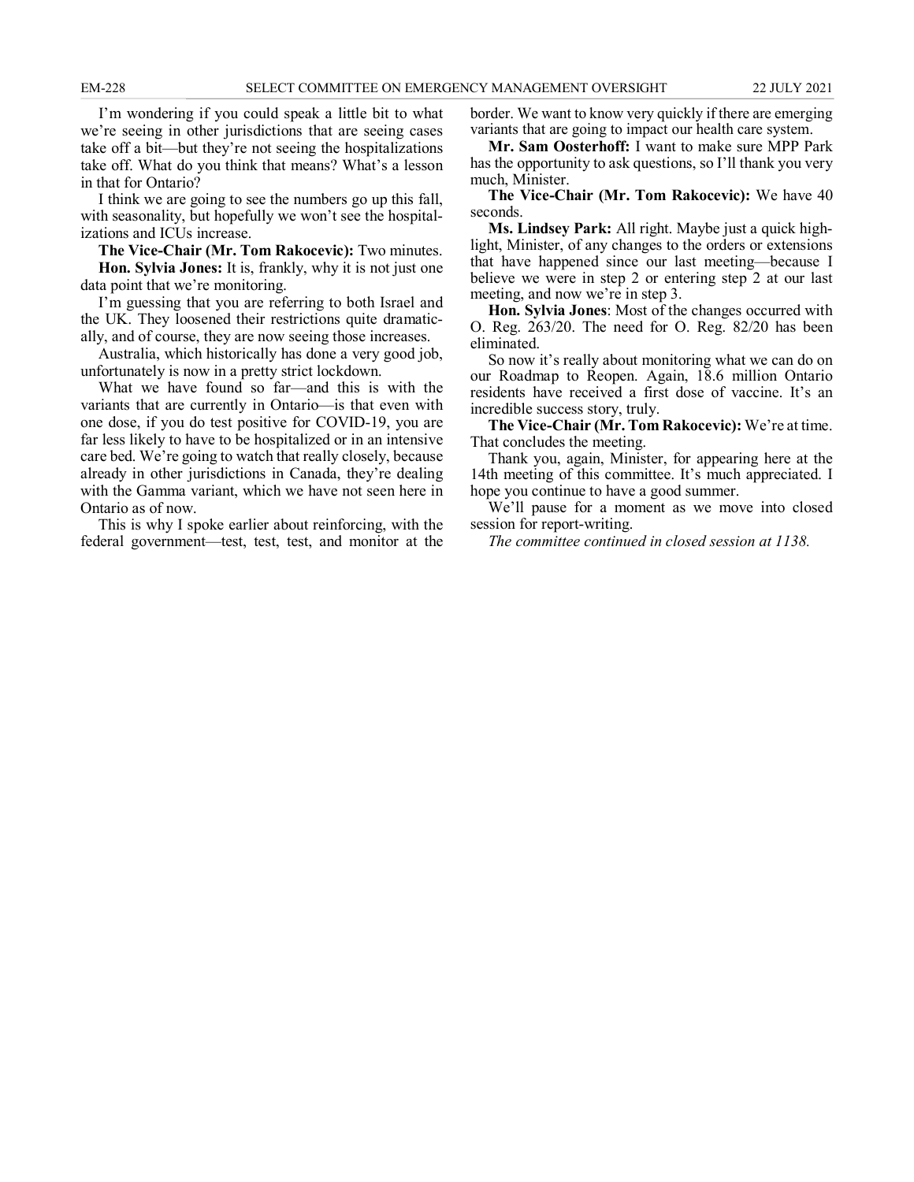I'm wondering if you could speak a little bit to what we're seeing in other jurisdictions that are seeing cases take off a bit—but they're not seeing the hospitalizations take off. What do you think that means? What's a lesson in that for Ontario?

I think we are going to see the numbers go up this fall, with seasonality, but hopefully we won't see the hospitalizations and ICUs increase.

**The Vice-Chair (Mr. Tom Rakocevic):** Two minutes.

**Hon. Sylvia Jones:** It is, frankly, why it is not just one data point that we're monitoring.

I'm guessing that you are referring to both Israel and the UK. They loosened their restrictions quite dramatically, and of course, they are now seeing those increases.

Australia, which historically has done a very good job, unfortunately is now in a pretty strict lockdown.

What we have found so far—and this is with the variants that are currently in Ontario—is that even with one dose, if you do test positive for COVID-19, you are far less likely to have to be hospitalized or in an intensive care bed. We're going to watch that really closely, because already in other jurisdictions in Canada, they're dealing with the Gamma variant, which we have not seen here in Ontario as of now.

This is why I spoke earlier about reinforcing, with the federal government—test, test, test, and monitor at the border. We want to know very quickly if there are emerging variants that are going to impact our health care system.

**Mr. Sam Oosterhoff:** I want to make sure MPP Park has the opportunity to ask questions, so I'll thank you very much, Minister.

**The Vice-Chair (Mr. Tom Rakocevic):** We have 40 seconds.

**Ms. Lindsey Park:** All right. Maybe just a quick highlight, Minister, of any changes to the orders or extensions that have happened since our last meeting—because I believe we were in step 2 or entering step 2 at our last meeting, and now we're in step 3.

**Hon. Sylvia Jones**: Most of the changes occurred with O. Reg. 263/20. The need for O. Reg. 82/20 has been eliminated.

So now it's really about monitoring what we can do on our Roadmap to Reopen. Again, 18.6 million Ontario residents have received a first dose of vaccine. It's an incredible success story, truly.

**The Vice-Chair (Mr. Tom Rakocevic):** We're at time. That concludes the meeting.

Thank you, again, Minister, for appearing here at the 14th meeting of this committee. It's much appreciated. I hope you continue to have a good summer.

We'll pause for a moment as we move into closed session for report-writing.

*The committee continued in closed session at 1138.*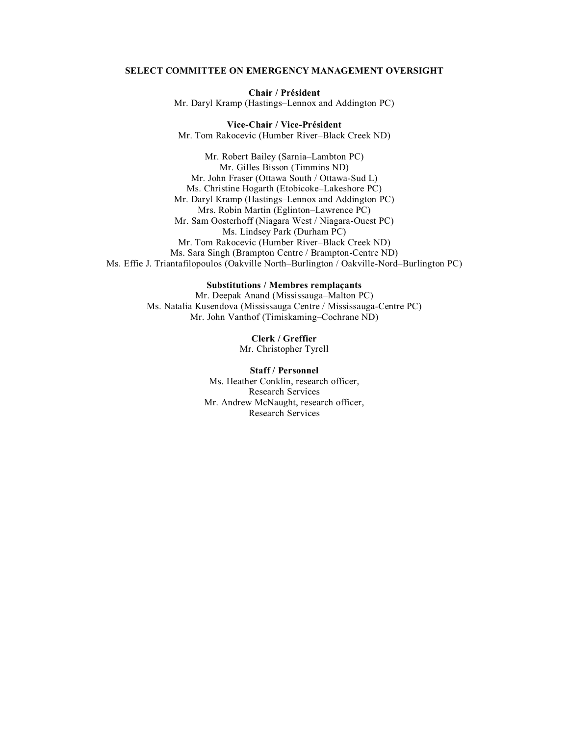## SELECT COMMITTEE ON EMERGENCY MANAGEMENT OVERSIGHT

**Chair / Président**
Mr. Daryl Kramp (Hastings–Lennox and Addington PC)

**Vice-Chair / Vice-Président**
Mr. Tom Rakocevic (Humber River–Black Creek ND)

Mr. Robert Bailey (Sarnia–Lambton PC)
Mr. Gilles Bisson (Timmins ND)
Mr. John Fraser (Ottawa South / Ottawa-Sud L)
Ms. Christine Hogarth (Etobicoke–Lakeshore PC)
Mr. Daryl Kramp (Hastings–Lennox and Addington PC)
Mrs. Robin Martin (Eglinton–Lawrence PC)
Mr. Sam Oosterhoff (Niagara West / Niagara-Ouest PC)
Ms. Lindsey Park (Durham PC)
Mr. Tom Rakocevic (Humber River–Black Creek ND)
Ms. Sara Singh (Brampton Centre / Brampton-Centre ND)
Ms. Effie J. Triantafilopoulos (Oakville North–Burlington / Oakville-Nord–Burlington PC)

**Substitutions / Membres remplaçants**
Mr. Deepak Anand (Mississauga–Malton PC)
Ms. Natalia Kusendova (Mississauga Centre / Mississauga-Centre PC)
Mr. John Vanthof (Timiskaming–Cochrane ND)

**Clerk / Greffier**
Mr. Christopher Tyrell

**Staff / Personnel**
Ms. Heather Conklin, research officer,
Research Services
Mr. Andrew McNaught, research officer,
Research Services